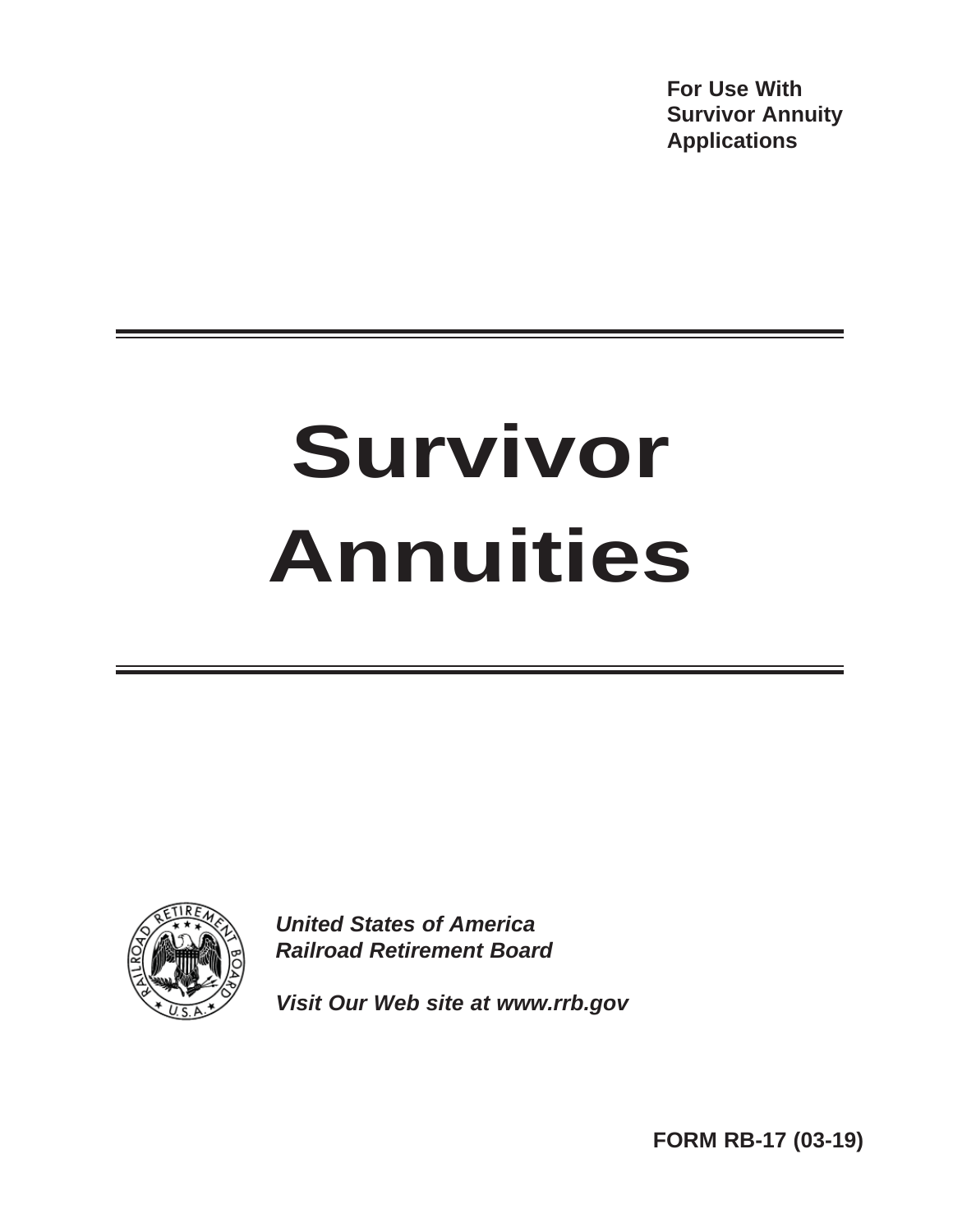**For Use With Survivor Annuity Applications**

# Survivor Annuities

***United States of America***
***Railroad Retirement Board***

***Visit Our Web site at www.rrb.gov***

**FORM RB-17 (03-19)**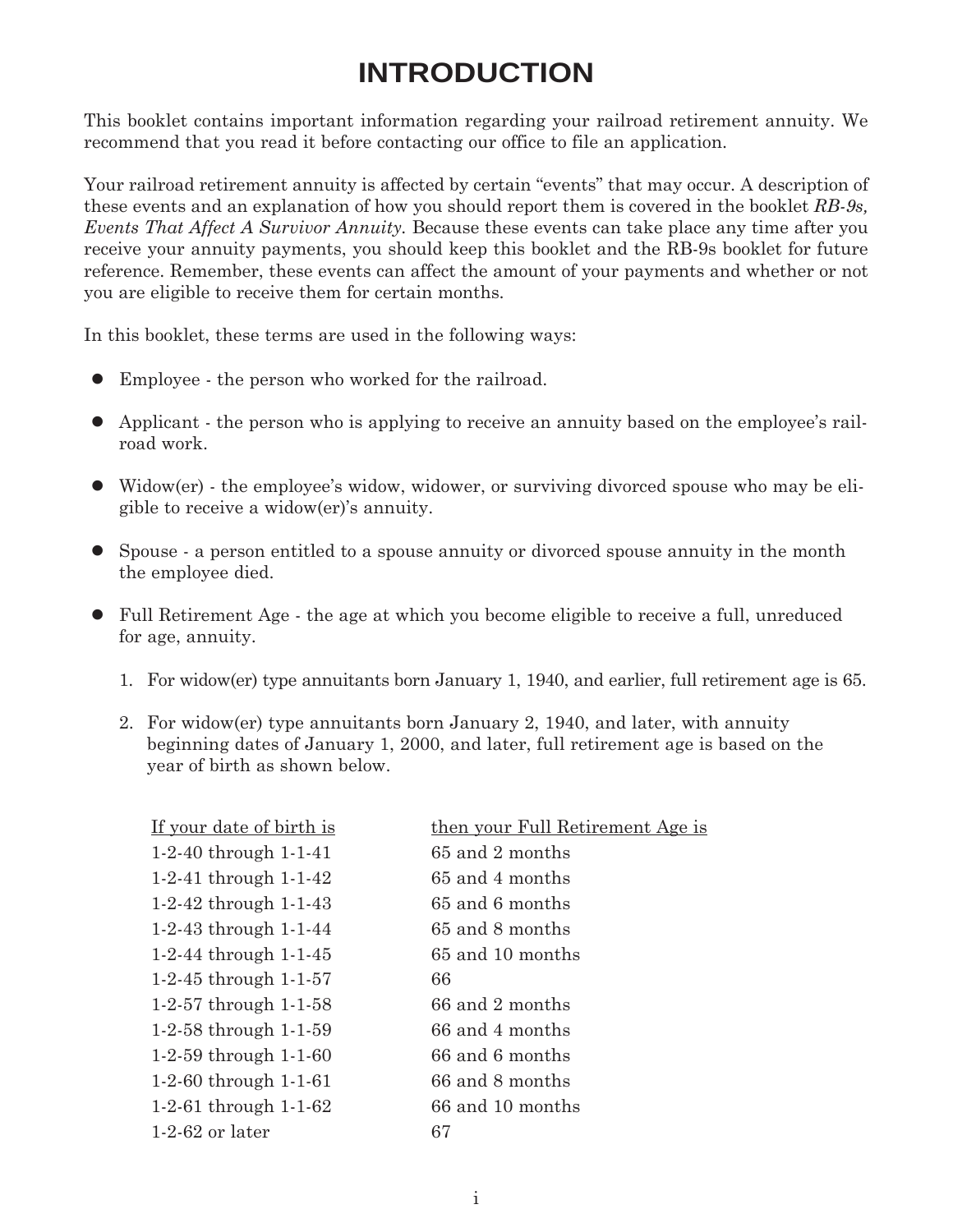# INTRODUCTION

This booklet contains important information regarding your railroad retirement annuity. We recommend that you read it before contacting our office to file an application.

Your railroad retirement annuity is affected by certain "events" that may occur. A description of these events and an explanation of how you should report them is covered in the booklet *RB-9s, Events That Affect A Survivor Annuity.* Because these events can take place any time after you receive your annuity payments, you should keep this booklet and the RB-9s booklet for future reference. Remember, these events can affect the amount of your payments and whether or not you are eligible to receive them for certain months.

In this booklet, these terms are used in the following ways:

- Employee - the person who worked for the railroad.
- Applicant - the person who is applying to receive an annuity based on the employee's railroad work.
- Widow(er) - the employee's widow, widower, or surviving divorced spouse who may be eligible to receive a widow(er)'s annuity.
- Spouse - a person entitled to a spouse annuity or divorced spouse annuity in the month the employee died.
- Full Retirement Age - the age at which you become eligible to receive a full, unreduced for age, annuity.

    1. For widow(er) type annuitants born January 1, 1940, and earlier, full retirement age is 65.
    2. For widow(er) type annuitants born January 2, 1940, and later, with annuity beginning dates of January 1, 2000, and later, full retirement age is based on the year of birth as shown below.

| If your date of birth is | then your Full Retirement Age is |
|---|---|
| 1-2-40 through 1-1-41 | 65 and 2 months |
| 1-2-41 through 1-1-42 | 65 and 4 months |
| 1-2-42 through 1-1-43 | 65 and 6 months |
| 1-2-43 through 1-1-44 | 65 and 8 months |
| 1-2-44 through 1-1-45 | 65 and 10 months |
| 1-2-45 through 1-1-57 | 66 |
| 1-2-57 through 1-1-58 | 66 and 2 months |
| 1-2-58 through 1-1-59 | 66 and 4 months |
| 1-2-59 through 1-1-60 | 66 and 6 months |
| 1-2-60 through 1-1-61 | 66 and 8 months |
| 1-2-61 through 1-1-62 | 66 and 10 months |
| 1-2-62 or later | 67 |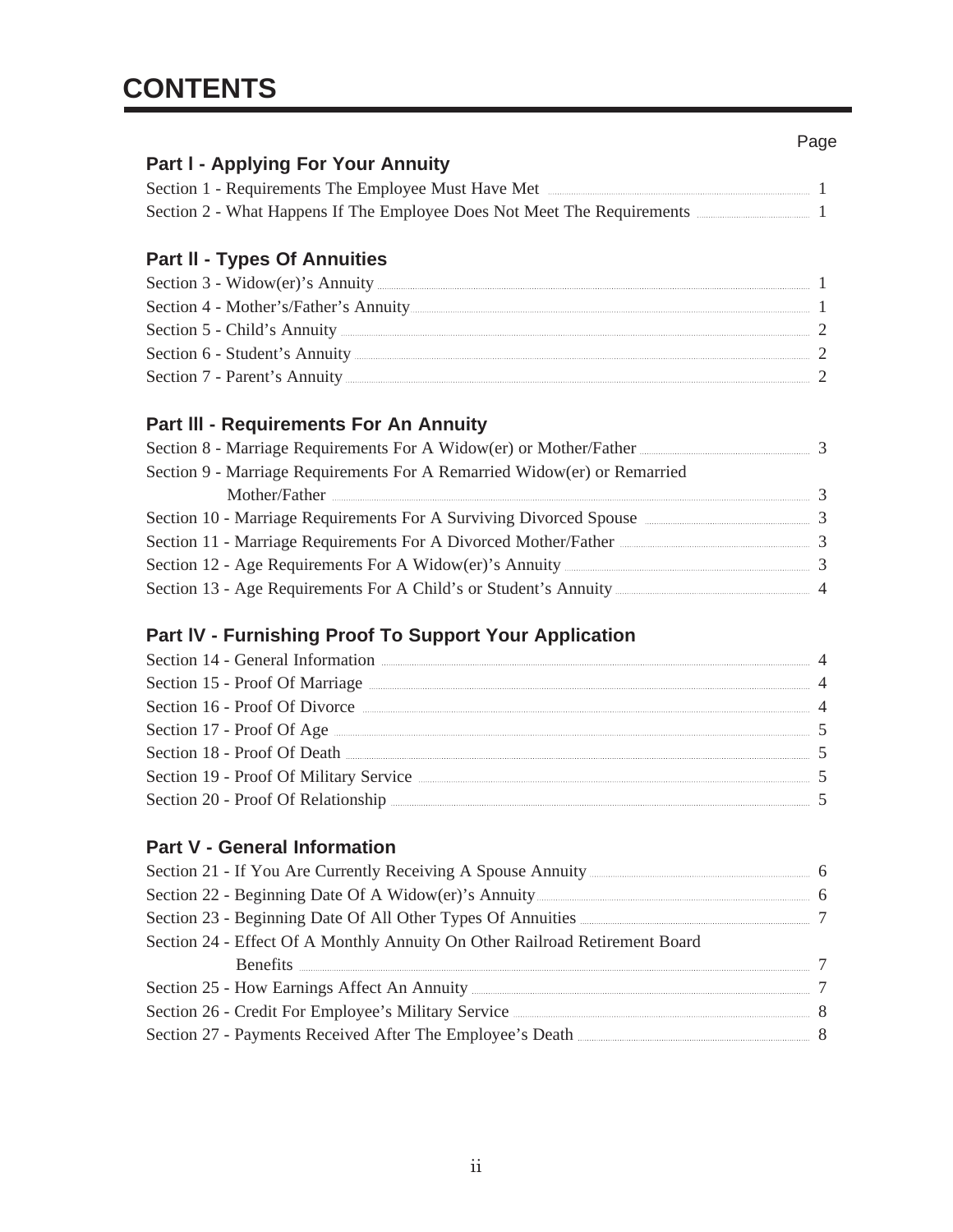# CONTENTS

| | Page |
|---|---|
| **Part I - Applying For Your Annuity** | |
| Section 1 - Requirements The Employee Must Have Met | 1 |
| Section 2 - What Happens If The Employee Does Not Meet The Requirements | 1 |
| **Part II - Types Of Annuities** | |
| Section 3 - Widow(er)'s Annuity | 1 |
| Section 4 - Mother's/Father's Annuity | 1 |
| Section 5 - Child's Annuity | 2 |
| Section 6 - Student's Annuity | 2 |
| Section 7 - Parent's Annuity | 2 |
| **Part III - Requirements For An Annuity** | |
| Section 8 - Marriage Requirements For A Widow(er) or Mother/Father | 3 |
| Section 9 - Marriage Requirements For A Remarried Widow(er) or Remarried Mother/Father | 3 |
| Section 10 - Marriage Requirements For A Surviving Divorced Spouse | 3 |
| Section 11 - Marriage Requirements For A Divorced Mother/Father | 3 |
| Section 12 - Age Requirements For A Widow(er)'s Annuity | 3 |
| Section 13 - Age Requirements For A Child's or Student's Annuity | 4 |
| **Part IV - Furnishing Proof To Support Your Application** | |
| Section 14 - General Information | 4 |
| Section 15 - Proof Of Marriage | 4 |
| Section 16 - Proof Of Divorce | 4 |
| Section 17 - Proof Of Age | 5 |
| Section 18 - Proof Of Death | 5 |
| Section 19 - Proof Of Military Service | 5 |
| Section 20 - Proof Of Relationship | 5 |
| **Part V - General Information** | |
| Section 21 - If You Are Currently Receiving A Spouse Annuity | 6 |
| Section 22 - Beginning Date Of A Widow(er)'s Annuity | 6 |
| Section 23 - Beginning Date Of All Other Types Of Annuities | 7 |
| Section 24 - Effect Of A Monthly Annuity On Other Railroad Retirement Board Benefits | 7 |
| Section 25 - How Earnings Affect An Annuity | 7 |
| Section 26 - Credit For Employee's Military Service | 8 |
| Section 27 - Payments Received After The Employee's Death | 8 |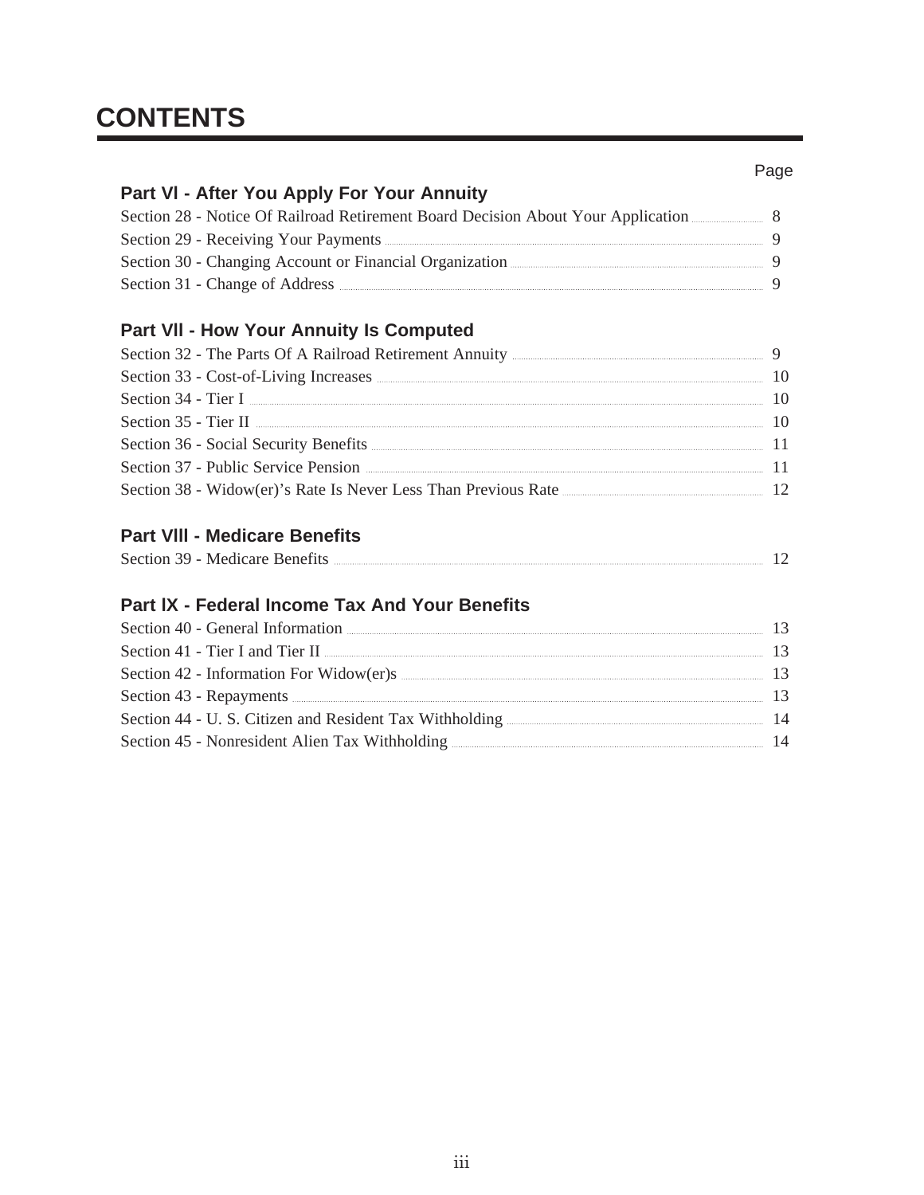# CONTENTS

| | Page |
|---|---|
| **Part VI - After You Apply For Your Annuity** | |
| Section 28 - Notice Of Railroad Retirement Board Decision About Your Application | 8 |
| Section 29 - Receiving Your Payments | 9 |
| Section 30 - Changing Account or Financial Organization | 9 |
| Section 31 - Change of Address | 9 |
| **Part VII - How Your Annuity Is Computed** | |
| Section 32 - The Parts Of A Railroad Retirement Annuity | 9 |
| Section 33 - Cost-of-Living Increases | 10 |
| Section 34 - Tier I | 10 |
| Section 35 - Tier II | 10 |
| Section 36 - Social Security Benefits | 11 |
| Section 37 - Public Service Pension | 11 |
| Section 38 - Widow(er)'s Rate Is Never Less Than Previous Rate | 12 |
| **Part VIII - Medicare Benefits** | |
| Section 39 - Medicare Benefits | 12 |
| **Part IX - Federal Income Tax And Your Benefits** | |
| Section 40 - General Information | 13 |
| Section 41 - Tier I and Tier II | 13 |
| Section 42 - Information For Widow(er)s | 13 |
| Section 43 - Repayments | 13 |
| Section 44 - U. S. Citizen and Resident Tax Withholding | 14 |
| Section 45 - Nonresident Alien Tax Withholding | 14 |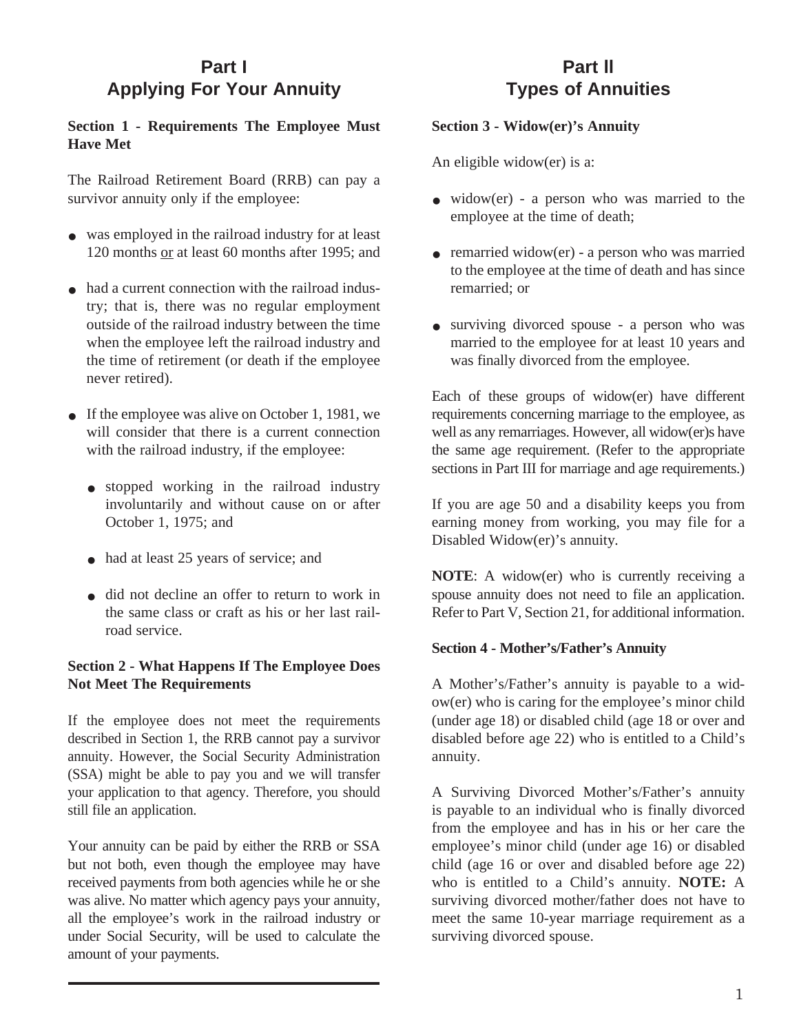# Part I
# Applying For Your Annuity

### Section 1 - Requirements The Employee Must Have Met

The Railroad Retirement Board (RRB) can pay a survivor annuity only if the employee:

- was employed in the railroad industry for at least 120 months or at least 60 months after 1995; and
- had a current connection with the railroad industry; that is, there was no regular employment outside of the railroad industry between the time when the employee left the railroad industry and the time of retirement (or death if the employee never retired).
- If the employee was alive on October 1, 1981, we will consider that there is a current connection with the railroad industry, if the employee:
  - stopped working in the railroad industry involuntarily and without cause on or after October 1, 1975; and
  - had at least 25 years of service; and
  - did not decline an offer to return to work in the same class or craft as his or her last railroad service.

### Section 2 - What Happens If The Employee Does Not Meet The Requirements

If the employee does not meet the requirements described in Section 1, the RRB cannot pay a survivor annuity. However, the Social Security Administration (SSA) might be able to pay you and we will transfer your application to that agency. Therefore, you should still file an application.

Your annuity can be paid by either the RRB or SSA but not both, even though the employee may have received payments from both agencies while he or she was alive. No matter which agency pays your annuity, all the employee's work in the railroad industry or under Social Security, will be used to calculate the amount of your payments.

# Part II
# Types of Annuities

### Section 3 - Widow(er)'s Annuity

An eligible widow(er) is a:

- widow(er) - a person who was married to the employee at the time of death;
- remarried widow(er) - a person who was married to the employee at the time of death and has since remarried; or
- surviving divorced spouse - a person who was married to the employee for at least 10 years and was finally divorced from the employee.

Each of these groups of widow(er) have different requirements concerning marriage to the employee, as well as any remarriages. However, all widow(er)s have the same age requirement. (Refer to the appropriate sections in Part III for marriage and age requirements.)

If you are age 50 and a disability keeps you from earning money from working, you may file for a Disabled Widow(er)'s annuity.

**NOTE**: A widow(er) who is currently receiving a spouse annuity does not need to file an application. Refer to Part V, Section 21, for additional information.

### Section 4 - Mother's/Father's Annuity

A Mother's/Father's annuity is payable to a widow(er) who is caring for the employee's minor child (under age 18) or disabled child (age 18 or over and disabled before age 22) who is entitled to a Child's annuity.

A Surviving Divorced Mother's/Father's annuity is payable to an individual who is finally divorced from the employee and has in his or her care the employee's minor child (under age 16) or disabled child (age 16 or over and disabled before age 22) who is entitled to a Child's annuity. **NOTE:** A surviving divorced mother/father does not have to meet the same 10-year marriage requirement as a surviving divorced spouse.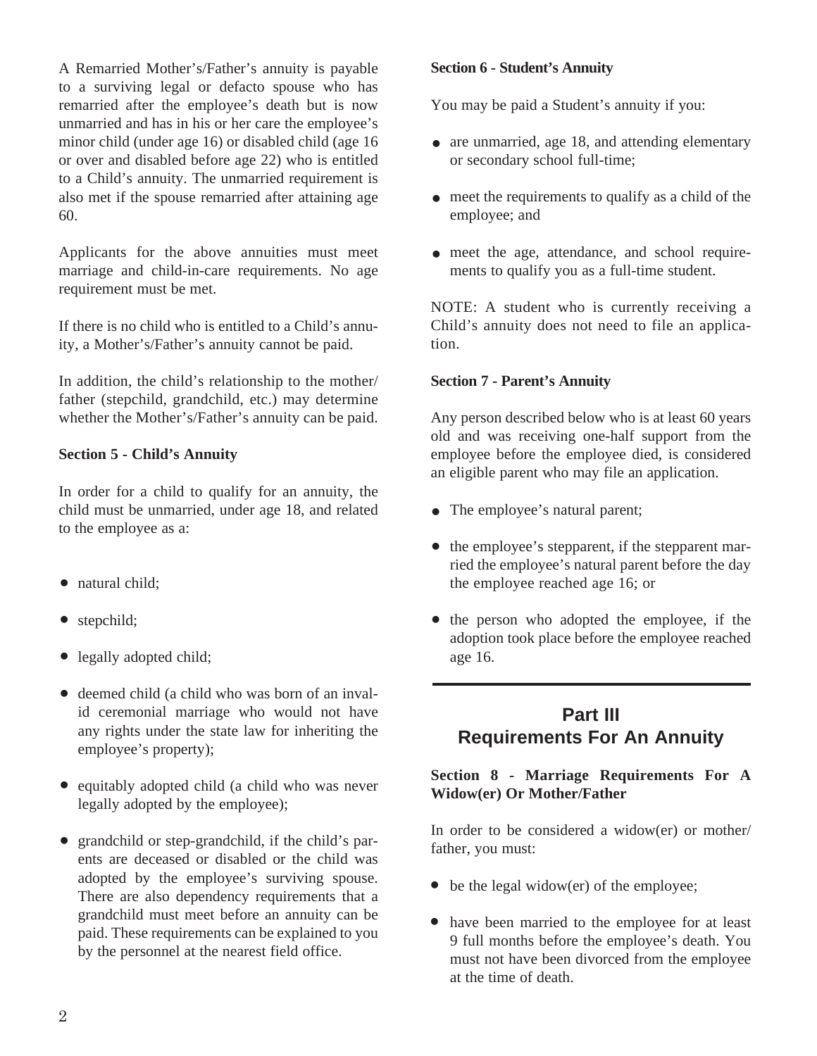A Remarried Mother's/Father's annuity is payable to a surviving legal or defacto spouse who has remarried after the employee's death but is now unmarried and has in his or her care the employee's minor child (under age 16) or disabled child (age 16 or over and disabled before age 22) who is entitled to a Child's annuity. The unmarried requirement is also met if the spouse remarried after attaining age 60.

Applicants for the above annuities must meet marriage and child-in-care requirements. No age requirement must be met.

If there is no child who is entitled to a Child's annuity, a Mother's/Father's annuity cannot be paid.

In addition, the child's relationship to the mother/father (stepchild, grandchild, etc.) may determine whether the Mother's/Father's annuity can be paid.

**Section 5 - Child's Annuity**

In order for a child to qualify for an annuity, the child must be unmarried, under age 18, and related to the employee as a:

- natural child;
- stepchild;
- legally adopted child;
- deemed child (a child who was born of an invalid ceremonial marriage who would not have any rights under the state law for inheriting the employee's property);
- equitably adopted child (a child who was never legally adopted by the employee);
- grandchild or step-grandchild, if the child's parents are deceased or disabled or the child was adopted by the employee's surviving spouse. There are also dependency requirements that a grandchild must meet before an annuity can be paid. These requirements can be explained to you by the personnel at the nearest field office.

**Section 6 - Student's Annuity**

You may be paid a Student's annuity if you:

- are unmarried, age 18, and attending elementary or secondary school full-time;
- meet the requirements to qualify as a child of the employee; and
- meet the age, attendance, and school requirements to qualify you as a full-time student.

NOTE: A student who is currently receiving a Child's annuity does not need to file an application.

**Section 7 - Parent's Annuity**

Any person described below who is at least 60 years old and was receiving one-half support from the employee before the employee died, is considered an eligible parent who may file an application.

- The employee's natural parent;
- the employee's stepparent, if the stepparent married the employee's natural parent before the day the employee reached age 16; or
- the person who adopted the employee, if the adoption took place before the employee reached age 16.

## Part III
## Requirements For An Annuity

**Section 8 - Marriage Requirements For A Widow(er) Or Mother/Father**

In order to be considered a widow(er) or mother/father, you must:

- be the legal widow(er) of the employee;
- have been married to the employee for at least 9 full months before the employee's death. You must not have been divorced from the employee at the time of death.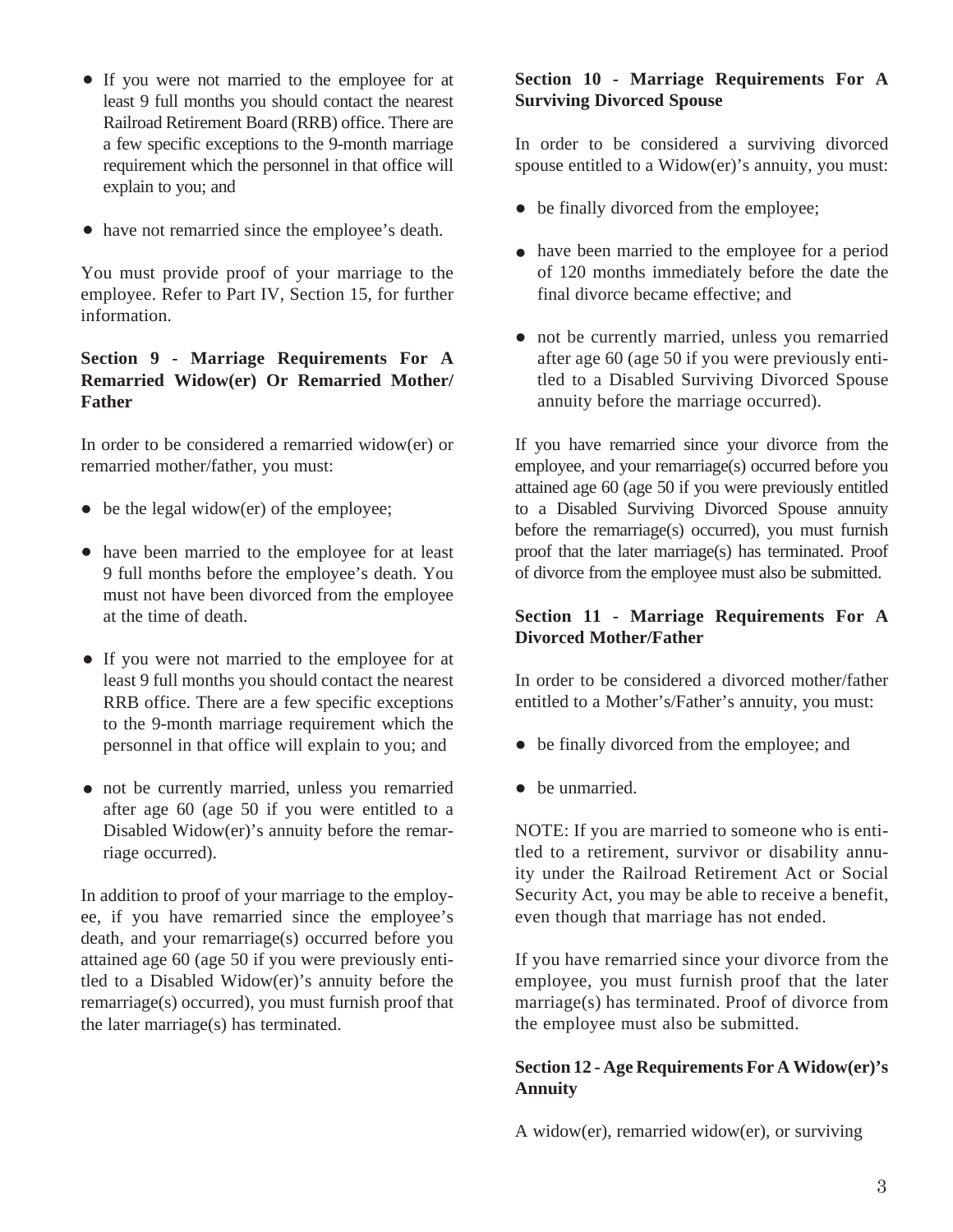- If you were not married to the employee for at least 9 full months you should contact the nearest Railroad Retirement Board (RRB) office. There are a few specific exceptions to the 9-month marriage requirement which the personnel in that office will explain to you; and
- have not remarried since the employee's death.

You must provide proof of your marriage to the employee. Refer to Part IV, Section 15, for further information.

**Section 9 - Marriage Requirements For A Remarried Widow(er) Or Remarried Mother/Father**

In order to be considered a remarried widow(er) or remarried mother/father, you must:

- be the legal widow(er) of the employee;
- have been married to the employee for at least 9 full months before the employee's death. You must not have been divorced from the employee at the time of death.
- If you were not married to the employee for at least 9 full months you should contact the nearest RRB office. There are a few specific exceptions to the 9-month marriage requirement which the personnel in that office will explain to you; and
- not be currently married, unless you remarried after age 60 (age 50 if you were entitled to a Disabled Widow(er)'s annuity before the remarriage occurred).

In addition to proof of your marriage to the employee, if you have remarried since the employee's death, and your remarriage(s) occurred before you attained age 60 (age 50 if you were previously entitled to a Disabled Widow(er)'s annuity before the remarriage(s) occurred), you must furnish proof that the later marriage(s) has terminated.

**Section 10 - Marriage Requirements For A Surviving Divorced Spouse**

In order to be considered a surviving divorced spouse entitled to a Widow(er)'s annuity, you must:

- be finally divorced from the employee;
- have been married to the employee for a period of 120 months immediately before the date the final divorce became effective; and
- not be currently married, unless you remarried after age 60 (age 50 if you were previously entitled to a Disabled Surviving Divorced Spouse annuity before the marriage occurred).

If you have remarried since your divorce from the employee, and your remarriage(s) occurred before you attained age 60 (age 50 if you were previously entitled to a Disabled Surviving Divorced Spouse annuity before the remarriage(s) occurred), you must furnish proof that the later marriage(s) has terminated. Proof of divorce from the employee must also be submitted.

**Section 11 - Marriage Requirements For A Divorced Mother/Father**

In order to be considered a divorced mother/father entitled to a Mother's/Father's annuity, you must:

- be finally divorced from the employee; and
- be unmarried.

NOTE: If you are married to someone who is entitled to a retirement, survivor or disability annuity under the Railroad Retirement Act or Social Security Act, you may be able to receive a benefit, even though that marriage has not ended.

If you have remarried since your divorce from the employee, you must furnish proof that the later marriage(s) has terminated. Proof of divorce from the employee must also be submitted.

**Section 12 - Age Requirements For A Widow(er)'s Annuity**

A widow(er), remarried widow(er), or surviving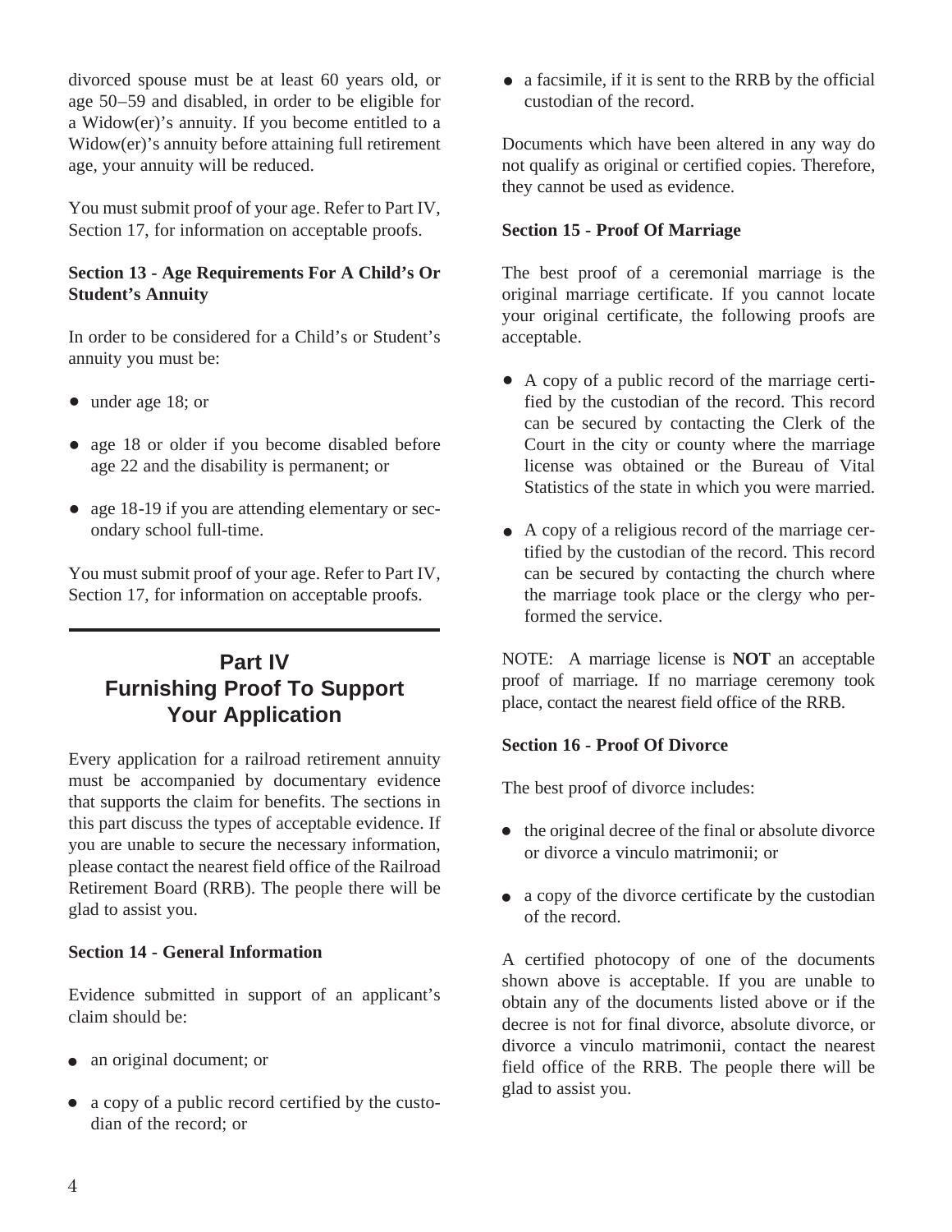divorced spouse must be at least 60 years old, or age 50–59 and disabled, in order to be eligible for a Widow(er)'s annuity. If you become entitled to a Widow(er)'s annuity before attaining full retirement age, your annuity will be reduced.

You must submit proof of your age. Refer to Part IV, Section 17, for information on acceptable proofs.

**Section 13 - Age Requirements For A Child's Or Student's Annuity**

In order to be considered for a Child's or Student's annuity you must be:

- under age 18; or
- age 18 or older if you become disabled before age 22 and the disability is permanent; or
- age 18-19 if you are attending elementary or secondary school full-time.

You must submit proof of your age. Refer to Part IV, Section 17, for information on acceptable proofs.

## Part IV
## Furnishing Proof To Support Your Application

Every application for a railroad retirement annuity must be accompanied by documentary evidence that supports the claim for benefits. The sections in this part discuss the types of acceptable evidence. If you are unable to secure the necessary information, please contact the nearest field office of the Railroad Retirement Board (RRB). The people there will be glad to assist you.

**Section 14 - General Information**

Evidence submitted in support of an applicant's claim should be:

- an original document; or
- a copy of a public record certified by the custodian of the record; or
- a facsimile, if it is sent to the RRB by the official custodian of the record.

Documents which have been altered in any way do not qualify as original or certified copies. Therefore, they cannot be used as evidence.

**Section 15 - Proof Of Marriage**

The best proof of a ceremonial marriage is the original marriage certificate. If you cannot locate your original certificate, the following proofs are acceptable.

- A copy of a public record of the marriage certified by the custodian of the record. This record can be secured by contacting the Clerk of the Court in the city or county where the marriage license was obtained or the Bureau of Vital Statistics of the state in which you were married.
- A copy of a religious record of the marriage certified by the custodian of the record. This record can be secured by contacting the church where the marriage took place or the clergy who performed the service.

NOTE: A marriage license is **NOT** an acceptable proof of marriage. If no marriage ceremony took place, contact the nearest field office of the RRB.

**Section 16 - Proof Of Divorce**

The best proof of divorce includes:

- the original decree of the final or absolute divorce or divorce a vinculo matrimonii; or
- a copy of the divorce certificate by the custodian of the record.

A certified photocopy of one of the documents shown above is acceptable. If you are unable to obtain any of the documents listed above or if the decree is not for final divorce, absolute divorce, or divorce a vinculo matrimonii, contact the nearest field office of the RRB. The people there will be glad to assist you.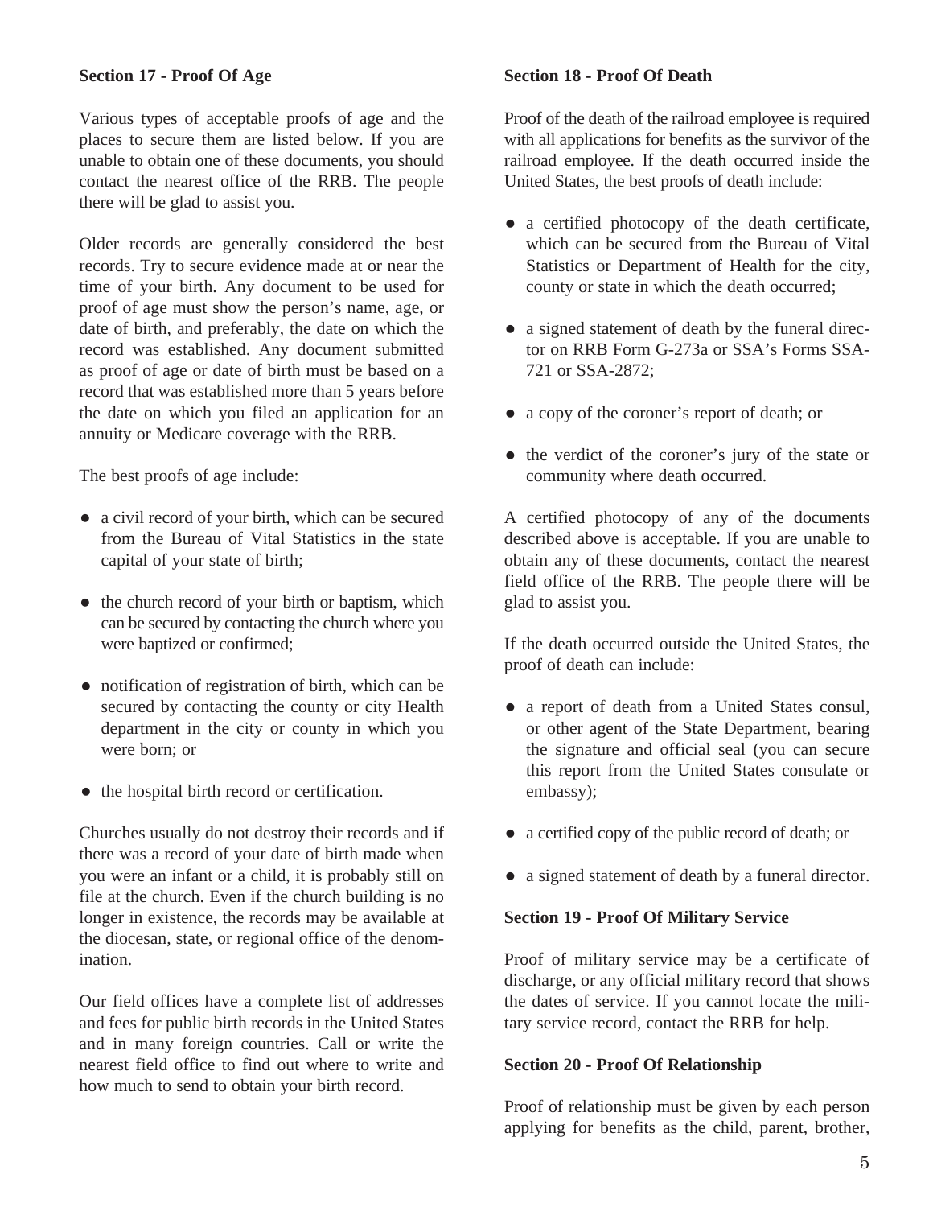**Section 17 - Proof Of Age**

Various types of acceptable proofs of age and the places to secure them are listed below. If you are unable to obtain one of these documents, you should contact the nearest office of the RRB. The people there will be glad to assist you.

Older records are generally considered the best records. Try to secure evidence made at or near the time of your birth. Any document to be used for proof of age must show the person's name, age, or date of birth, and preferably, the date on which the record was established. Any document submitted as proof of age or date of birth must be based on a record that was established more than 5 years before the date on which you filed an application for an annuity or Medicare coverage with the RRB.

The best proofs of age include:

- a civil record of your birth, which can be secured from the Bureau of Vital Statistics in the state capital of your state of birth;
- the church record of your birth or baptism, which can be secured by contacting the church where you were baptized or confirmed;
- notification of registration of birth, which can be secured by contacting the county or city Health department in the city or county in which you were born; or
- the hospital birth record or certification.

Churches usually do not destroy their records and if there was a record of your date of birth made when you were an infant or a child, it is probably still on file at the church. Even if the church building is no longer in existence, the records may be available at the diocesan, state, or regional office of the denomination.

Our field offices have a complete list of addresses and fees for public birth records in the United States and in many foreign countries. Call or write the nearest field office to find out where to write and how much to send to obtain your birth record.

**Section 18 - Proof Of Death**

Proof of the death of the railroad employee is required with all applications for benefits as the survivor of the railroad employee. If the death occurred inside the United States, the best proofs of death include:

- a certified photocopy of the death certificate, which can be secured from the Bureau of Vital Statistics or Department of Health for the city, county or state in which the death occurred;
- a signed statement of death by the funeral director on RRB Form G-273a or SSA's Forms SSA-721 or SSA-2872;
- a copy of the coroner's report of death; or
- the verdict of the coroner's jury of the state or community where death occurred.

A certified photocopy of any of the documents described above is acceptable. If you are unable to obtain any of these documents, contact the nearest field office of the RRB. The people there will be glad to assist you.

If the death occurred outside the United States, the proof of death can include:

- a report of death from a United States consul, or other agent of the State Department, bearing the signature and official seal (you can secure this report from the United States consulate or embassy);
- a certified copy of the public record of death; or
- a signed statement of death by a funeral director.

**Section 19 - Proof Of Military Service**

Proof of military service may be a certificate of discharge, or any official military record that shows the dates of service. If you cannot locate the military service record, contact the RRB for help.

**Section 20 - Proof Of Relationship**

Proof of relationship must be given by each person applying for benefits as the child, parent, brother,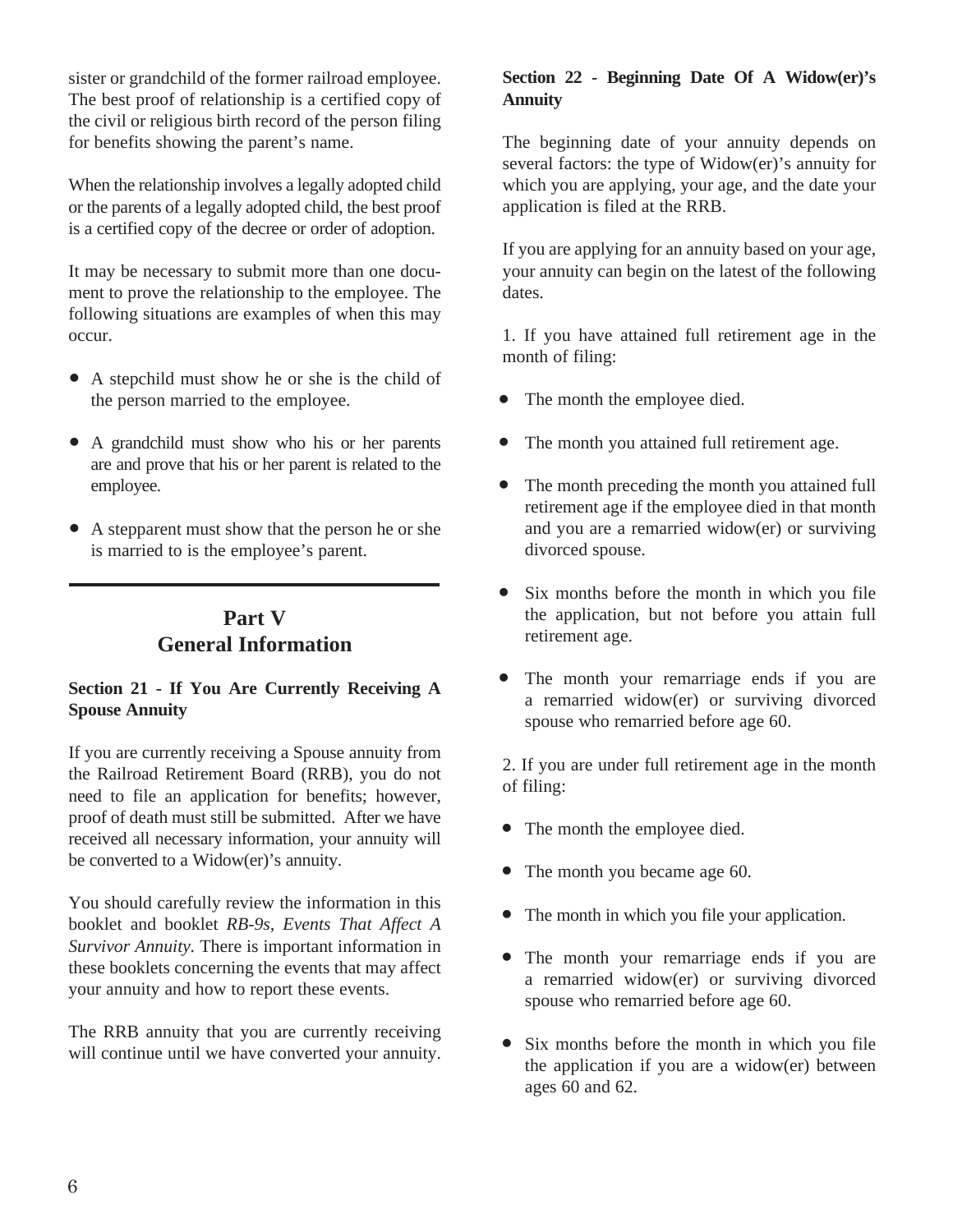sister or grandchild of the former railroad employee. The best proof of relationship is a certified copy of the civil or religious birth record of the person filing for benefits showing the parent's name.

When the relationship involves a legally adopted child or the parents of a legally adopted child, the best proof is a certified copy of the decree or order of adoption.

It may be necessary to submit more than one document to prove the relationship to the employee. The following situations are examples of when this may occur.

- A stepchild must show he or she is the child of the person married to the employee.
- A grandchild must show who his or her parents are and prove that his or her parent is related to the employee.
- A stepparent must show that the person he or she is married to is the employee's parent.

# Part V
# General Information

### Section 21 - If You Are Currently Receiving A Spouse Annuity

If you are currently receiving a Spouse annuity from the Railroad Retirement Board (RRB), you do not need to file an application for benefits; however, proof of death must still be submitted. After we have received all necessary information, your annuity will be converted to a Widow(er)'s annuity.

You should carefully review the information in this booklet and booklet *RB-9s, Events That Affect A Survivor Annuity.* There is important information in these booklets concerning the events that may affect your annuity and how to report these events.

The RRB annuity that you are currently receiving will continue until we have converted your annuity.

### Section 22 - Beginning Date Of A Widow(er)'s Annuity

The beginning date of your annuity depends on several factors: the type of Widow(er)'s annuity for which you are applying, your age, and the date your application is filed at the RRB.

If you are applying for an annuity based on your age, your annuity can begin on the latest of the following dates.

1. If you have attained full retirement age in the month of filing:

- The month the employee died.
- The month you attained full retirement age.
- The month preceding the month you attained full retirement age if the employee died in that month and you are a remarried widow(er) or surviving divorced spouse.
- Six months before the month in which you file the application, but not before you attain full retirement age.
- The month your remarriage ends if you are a remarried widow(er) or surviving divorced spouse who remarried before age 60.

2. If you are under full retirement age in the month of filing:

- The month the employee died.
- The month you became age 60.
- The month in which you file your application.
- The month your remarriage ends if you are a remarried widow(er) or surviving divorced spouse who remarried before age 60.
- Six months before the month in which you file the application if you are a widow(er) between ages 60 and 62.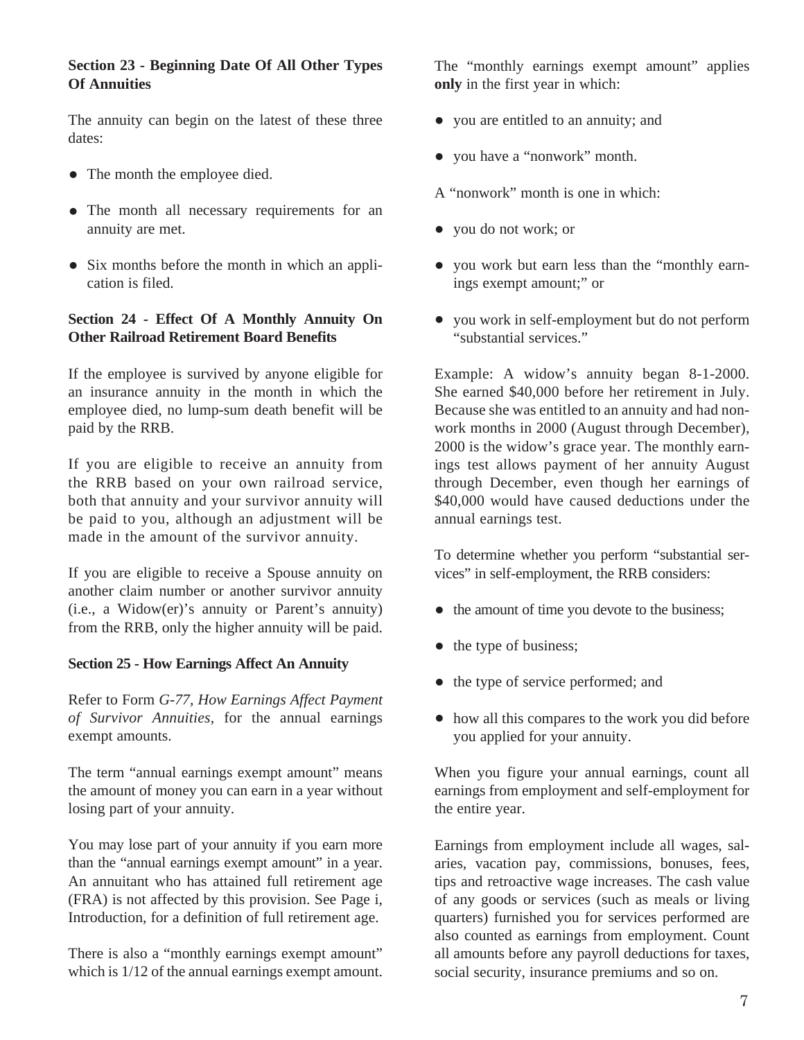### Section 23 - Beginning Date Of All Other Types Of Annuities

The annuity can begin on the latest of these three dates:

- The month the employee died.
- The month all necessary requirements for an annuity are met.
- Six months before the month in which an application is filed.

### Section 24 - Effect Of A Monthly Annuity On Other Railroad Retirement Board Benefits

If the employee is survived by anyone eligible for an insurance annuity in the month in which the employee died, no lump-sum death benefit will be paid by the RRB.

If you are eligible to receive an annuity from the RRB based on your own railroad service, both that annuity and your survivor annuity will be paid to you, although an adjustment will be made in the amount of the survivor annuity.

If you are eligible to receive a Spouse annuity on another claim number or another survivor annuity (i.e., a Widow(er)'s annuity or Parent's annuity) from the RRB, only the higher annuity will be paid.

### Section 25 - How Earnings Affect An Annuity

Refer to Form *G-77, How Earnings Affect Payment of Survivor Annuities*, for the annual earnings exempt amounts.

The term "annual earnings exempt amount" means the amount of money you can earn in a year without losing part of your annuity.

You may lose part of your annuity if you earn more than the "annual earnings exempt amount" in a year. An annuitant who has attained full retirement age (FRA) is not affected by this provision. See Page i, Introduction, for a definition of full retirement age.

There is also a "monthly earnings exempt amount" which is 1/12 of the annual earnings exempt amount.

The "monthly earnings exempt amount" applies **only** in the first year in which:

- you are entitled to an annuity; and
- you have a "nonwork" month.

A "nonwork" month is one in which:

- you do not work; or
- you work but earn less than the "monthly earnings exempt amount;" or
- you work in self-employment but do not perform "substantial services."

Example: A widow's annuity began 8-1-2000. She earned $40,000 before her retirement in July. Because she was entitled to an annuity and had nonwork months in 2000 (August through December), 2000 is the widow's grace year. The monthly earnings test allows payment of her annuity August through December, even though her earnings of $40,000 would have caused deductions under the annual earnings test.

To determine whether you perform "substantial services" in self-employment, the RRB considers:

- the amount of time you devote to the business;
- the type of business;
- the type of service performed; and
- how all this compares to the work you did before you applied for your annuity.

When you figure your annual earnings, count all earnings from employment and self-employment for the entire year.

Earnings from employment include all wages, salaries, vacation pay, commissions, bonuses, fees, tips and retroactive wage increases. The cash value of any goods or services (such as meals or living quarters) furnished you for services performed are also counted as earnings from employment. Count all amounts before any payroll deductions for taxes, social security, insurance premiums and so on.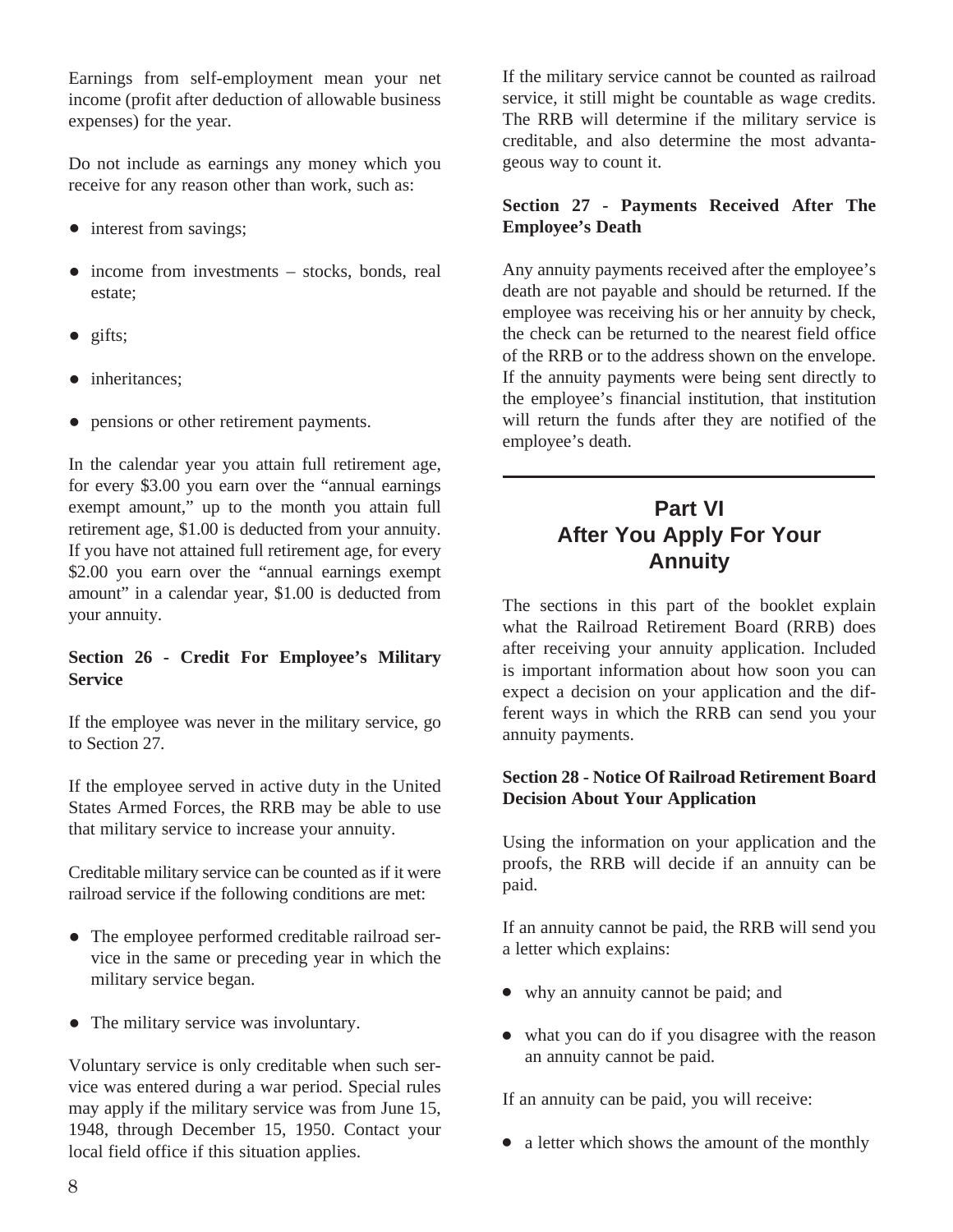Earnings from self-employment mean your net income (profit after deduction of allowable business expenses) for the year.

Do not include as earnings any money which you receive for any reason other than work, such as:

- interest from savings;
- income from investments – stocks, bonds, real estate;
- gifts;
- inheritances;
- pensions or other retirement payments.

In the calendar year you attain full retirement age, for every $3.00 you earn over the "annual earnings exempt amount," up to the month you attain full retirement age, $1.00 is deducted from your annuity. If you have not attained full retirement age, for every $2.00 you earn over the "annual earnings exempt amount" in a calendar year, $1.00 is deducted from your annuity.

**Section 26 - Credit For Employee's Military Service**

If the employee was never in the military service, go to Section 27.

If the employee served in active duty in the United States Armed Forces, the RRB may be able to use that military service to increase your annuity.

Creditable military service can be counted as if it were railroad service if the following conditions are met:

- The employee performed creditable railroad service in the same or preceding year in which the military service began.
- The military service was involuntary.

Voluntary service is only creditable when such service was entered during a war period. Special rules may apply if the military service was from June 15, 1948, through December 15, 1950. Contact your local field office if this situation applies.

If the military service cannot be counted as railroad service, it still might be countable as wage credits. The RRB will determine if the military service is creditable, and also determine the most advantageous way to count it.

**Section 27 - Payments Received After The Employee's Death**

Any annuity payments received after the employee's death are not payable and should be returned. If the employee was receiving his or her annuity by check, the check can be returned to the nearest field office of the RRB or to the address shown on the envelope. If the annuity payments were being sent directly to the employee's financial institution, that institution will return the funds after they are notified of the employee's death.

## Part VI
## After You Apply For Your Annuity

The sections in this part of the booklet explain what the Railroad Retirement Board (RRB) does after receiving your annuity application. Included is important information about how soon you can expect a decision on your application and the different ways in which the RRB can send you your annuity payments.

**Section 28 - Notice Of Railroad Retirement Board Decision About Your Application**

Using the information on your application and the proofs, the RRB will decide if an annuity can be paid.

If an annuity cannot be paid, the RRB will send you a letter which explains:

- why an annuity cannot be paid; and
- what you can do if you disagree with the reason an annuity cannot be paid.

If an annuity can be paid, you will receive:

- a letter which shows the amount of the monthly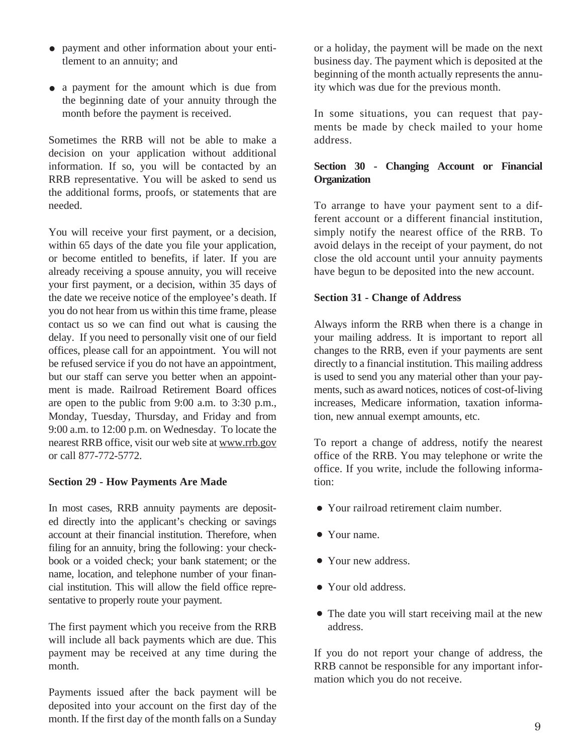- payment and other information about your entitlement to an annuity; and
- a payment for the amount which is due from the beginning date of your annuity through the month before the payment is received.

Sometimes the RRB will not be able to make a decision on your application without additional information. If so, you will be contacted by an RRB representative. You will be asked to send us the additional forms, proofs, or statements that are needed.

You will receive your first payment, or a decision, within 65 days of the date you file your application, or become entitled to benefits, if later. If you are already receiving a spouse annuity, you will receive your first payment, or a decision, within 35 days of the date we receive notice of the employee's death. If you do not hear from us within this time frame, please contact us so we can find out what is causing the delay. If you need to personally visit one of our field offices, please call for an appointment. You will not be refused service if you do not have an appointment, but our staff can serve you better when an appointment is made. Railroad Retirement Board offices are open to the public from 9:00 a.m. to 3:30 p.m., Monday, Tuesday, Thursday, and Friday and from 9:00 a.m. to 12:00 p.m. on Wednesday. To locate the nearest RRB office, visit our web site at www.rrb.gov or call 877-772-5772.

**Section 29 - How Payments Are Made**

In most cases, RRB annuity payments are deposited directly into the applicant's checking or savings account at their financial institution. Therefore, when filing for an annuity, bring the following: your checkbook or a voided check; your bank statement; or the name, location, and telephone number of your financial institution. This will allow the field office representative to properly route your payment.

The first payment which you receive from the RRB will include all back payments which are due. This payment may be received at any time during the month.

Payments issued after the back payment will be deposited into your account on the first day of the month. If the first day of the month falls on a Sunday or a holiday, the payment will be made on the next business day. The payment which is deposited at the beginning of the month actually represents the annuity which was due for the previous month.

In some situations, you can request that payments be made by check mailed to your home address.

**Section 30 - Changing Account or Financial Organization**

To arrange to have your payment sent to a different account or a different financial institution, simply notify the nearest office of the RRB. To avoid delays in the receipt of your payment, do not close the old account until your annuity payments have begun to be deposited into the new account.

**Section 31 - Change of Address**

Always inform the RRB when there is a change in your mailing address. It is important to report all changes to the RRB, even if your payments are sent directly to a financial institution. This mailing address is used to send you any material other than your payments, such as award notices, notices of cost-of-living increases, Medicare information, taxation information, new annual exempt amounts, etc.

To report a change of address, notify the nearest office of the RRB. You may telephone or write the office. If you write, include the following information:

- Your railroad retirement claim number.
- Your name.
- Your new address.
- Your old address.
- The date you will start receiving mail at the new address.

If you do not report your change of address, the RRB cannot be responsible for any important information which you do not receive.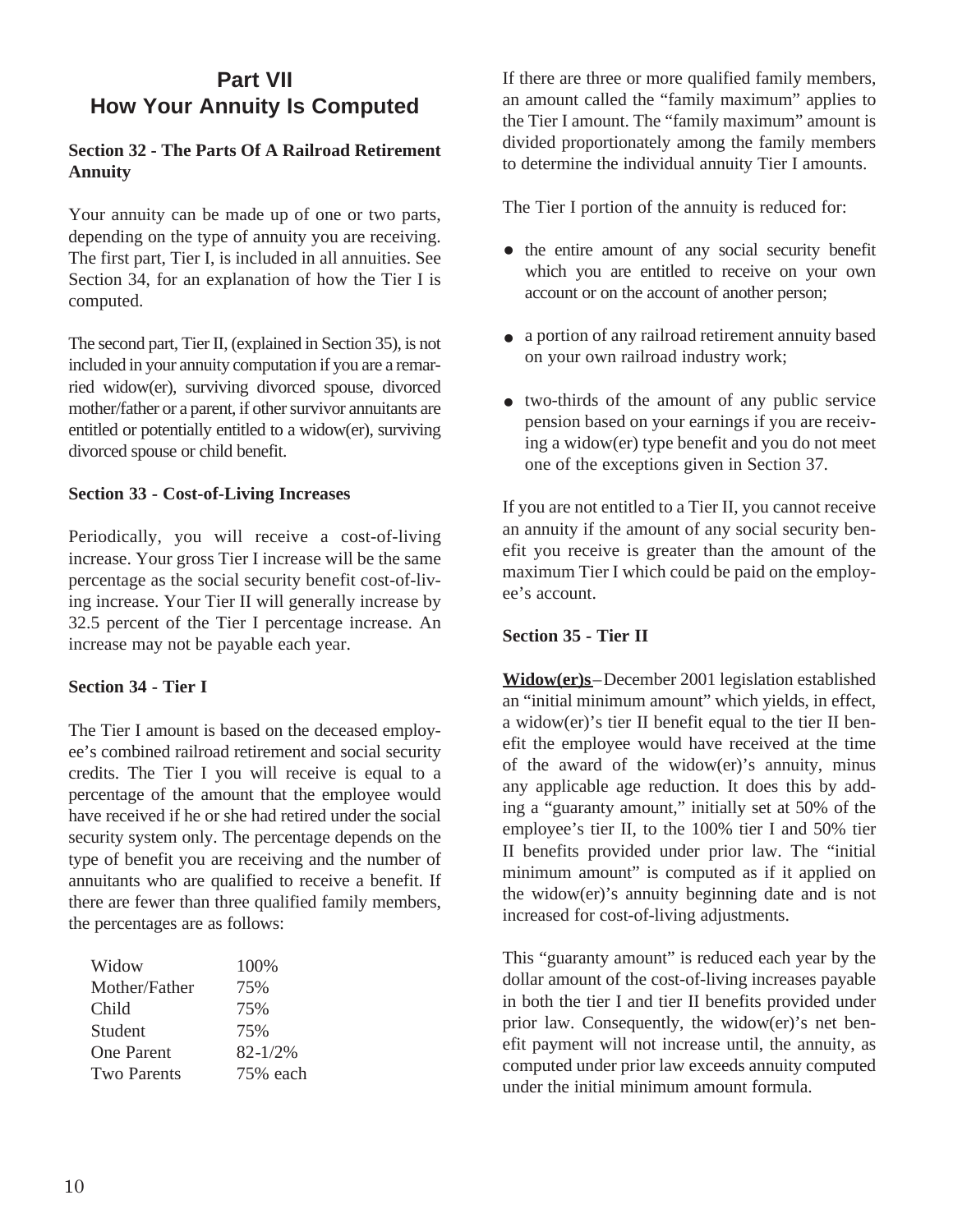# Part VII
# How Your Annuity Is Computed

### Section 32 - The Parts Of A Railroad Retirement Annuity

Your annuity can be made up of one or two parts, depending on the type of annuity you are receiving. The first part, Tier I, is included in all annuities. See Section 34, for an explanation of how the Tier I is computed.

The second part, Tier II, (explained in Section 35), is not included in your annuity computation if you are a remarried widow(er), surviving divorced spouse, divorced mother/father or a parent, if other survivor annuitants are entitled or potentially entitled to a widow(er), surviving divorced spouse or child benefit.

### Section 33 - Cost-of-Living Increases

Periodically, you will receive a cost-of-living increase. Your gross Tier I increase will be the same percentage as the social security benefit cost-of-living increase. Your Tier II will generally increase by 32.5 percent of the Tier I percentage increase. An increase may not be payable each year.

### Section 34 - Tier I

The Tier I amount is based on the deceased employee's combined railroad retirement and social security credits. The Tier I you will receive is equal to a percentage of the amount that the employee would have received if he or she had retired under the social security system only. The percentage depends on the type of benefit you are receiving and the number of annuitants who are qualified to receive a benefit. If there are fewer than three qualified family members, the percentages are as follows:

| | |
|---|---|
| Widow | 100% |
| Mother/Father | 75% |
| Child | 75% |
| Student | 75% |
| One Parent | 82-1/2% |
| Two Parents | 75% each |

If there are three or more qualified family members, an amount called the "family maximum" applies to the Tier I amount. The "family maximum" amount is divided proportionately among the family members to determine the individual annuity Tier I amounts.

The Tier I portion of the annuity is reduced for:

- the entire amount of any social security benefit which you are entitled to receive on your own account or on the account of another person;
- a portion of any railroad retirement annuity based on your own railroad industry work;
- two-thirds of the amount of any public service pension based on your earnings if you are receiving a widow(er) type benefit and you do not meet one of the exceptions given in Section 37.

If you are not entitled to a Tier II, you cannot receive an annuity if the amount of any social security benefit you receive is greater than the amount of the maximum Tier I which could be paid on the employee's account.

### Section 35 - Tier II

**Widow(er)s** – December 2001 legislation established an "initial minimum amount" which yields, in effect, a widow(er)'s tier II benefit equal to the tier II benefit the employee would have received at the time of the award of the widow(er)'s annuity, minus any applicable age reduction. It does this by adding a "guaranty amount," initially set at 50% of the employee's tier II, to the 100% tier I and 50% tier II benefits provided under prior law. The "initial minimum amount" is computed as if it applied on the widow(er)'s annuity beginning date and is not increased for cost-of-living adjustments.

This "guaranty amount" is reduced each year by the dollar amount of the cost-of-living increases payable in both the tier I and tier II benefits provided under prior law. Consequently, the widow(er)'s net benefit payment will not increase until, the annuity, as computed under prior law exceeds annuity computed under the initial minimum amount formula.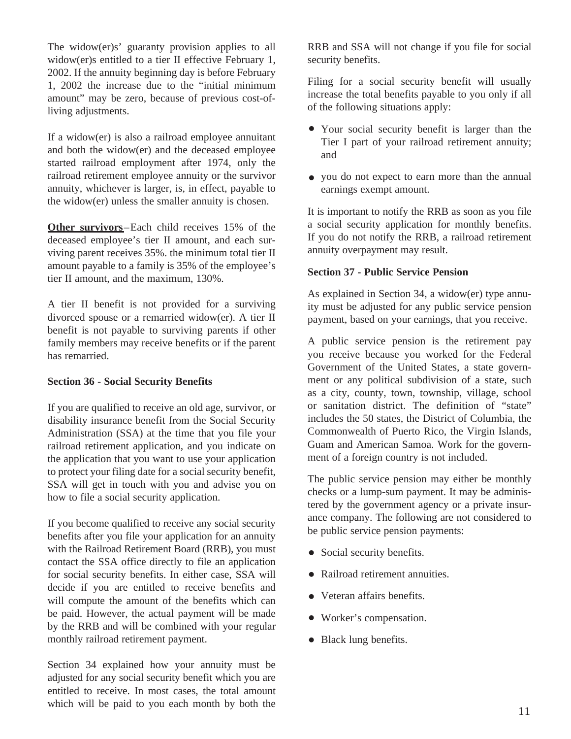The widow(er)s' guaranty provision applies to all widow(er)s entitled to a tier II effective February 1, 2002. If the annuity beginning day is before February 1, 2002 the increase due to the "initial minimum amount" may be zero, because of previous cost-of-living adjustments.

If a widow(er) is also a railroad employee annuitant and both the widow(er) and the deceased employee started railroad employment after 1974, only the railroad retirement employee annuity or the survivor annuity, whichever is larger, is, in effect, payable to the widow(er) unless the smaller annuity is chosen.

**Other survivors**–Each child receives 15% of the deceased employee's tier II amount, and each surviving parent receives 35%. the minimum total tier II amount payable to a family is 35% of the employee's tier II amount, and the maximum, 130%.

A tier II benefit is not provided for a surviving divorced spouse or a remarried widow(er). A tier II benefit is not payable to surviving parents if other family members may receive benefits or if the parent has remarried.

### Section 36 - Social Security Benefits

If you are qualified to receive an old age, survivor, or disability insurance benefit from the Social Security Administration (SSA) at the time that you file your railroad retirement application, and you indicate on the application that you want to use your application to protect your filing date for a social security benefit, SSA will get in touch with you and advise you on how to file a social security application.

If you become qualified to receive any social security benefits after you file your application for an annuity with the Railroad Retirement Board (RRB), you must contact the SSA office directly to file an application for social security benefits. In either case, SSA will decide if you are entitled to receive benefits and will compute the amount of the benefits which can be paid. However, the actual payment will be made by the RRB and will be combined with your regular monthly railroad retirement payment.

Section 34 explained how your annuity must be adjusted for any social security benefit which you are entitled to receive. In most cases, the total amount which will be paid to you each month by both the RRB and SSA will not change if you file for social security benefits.

Filing for a social security benefit will usually increase the total benefits payable to you only if all of the following situations apply:

- Your social security benefit is larger than the Tier I part of your railroad retirement annuity; and
- you do not expect to earn more than the annual earnings exempt amount.

It is important to notify the RRB as soon as you file a social security application for monthly benefits. If you do not notify the RRB, a railroad retirement annuity overpayment may result.

### Section 37 - Public Service Pension

As explained in Section 34, a widow(er) type annuity must be adjusted for any public service pension payment, based on your earnings, that you receive.

A public service pension is the retirement pay you receive because you worked for the Federal Government of the United States, a state government or any political subdivision of a state, such as a city, county, town, township, village, school or sanitation district. The definition of "state" includes the 50 states, the District of Columbia, the Commonwealth of Puerto Rico, the Virgin Islands, Guam and American Samoa. Work for the government of a foreign country is not included.

The public service pension may either be monthly checks or a lump-sum payment. It may be administered by the government agency or a private insurance company. The following are not considered to be public service pension payments:

- Social security benefits.
- Railroad retirement annuities.
- Veteran affairs benefits.
- Worker's compensation.
- Black lung benefits.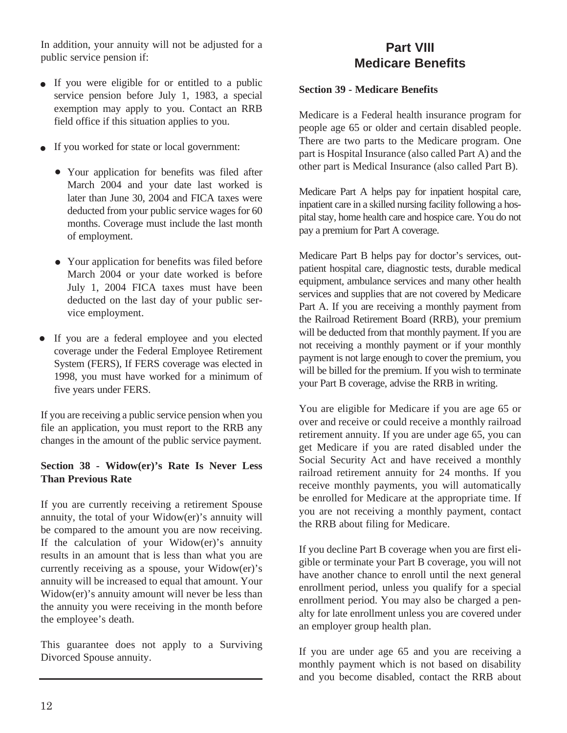In addition, your annuity will not be adjusted for a public service pension if:

- If you were eligible for or entitled to a public service pension before July 1, 1983, a special exemption may apply to you. Contact an RRB field office if this situation applies to you.
- If you worked for state or local government:
  - Your application for benefits was filed after March 2004 and your date last worked is later than June 30, 2004 and FICA taxes were deducted from your public service wages for 60 months. Coverage must include the last month of employment.
  - Your application for benefits was filed before March 2004 or your date worked is before July 1, 2004 FICA taxes must have been deducted on the last day of your public service employment.
- If you are a federal employee and you elected coverage under the Federal Employee Retirement System (FERS), If FERS coverage was elected in 1998, you must have worked for a minimum of five years under FERS.

If you are receiving a public service pension when you file an application, you must report to the RRB any changes in the amount of the public service payment.

### Section 38 - Widow(er)'s Rate Is Never Less Than Previous Rate

If you are currently receiving a retirement Spouse annuity, the total of your Widow(er)'s annuity will be compared to the amount you are now receiving. If the calculation of your Widow(er)'s annuity results in an amount that is less than what you are currently receiving as a spouse, your Widow(er)'s annuity will be increased to equal that amount. Your Widow(er)'s annuity amount will never be less than the annuity you were receiving in the month before the employee's death.

This guarantee does not apply to a Surviving Divorced Spouse annuity.

# Part VIII
# Medicare Benefits

### Section 39 - Medicare Benefits

Medicare is a Federal health insurance program for people age 65 or older and certain disabled people. There are two parts to the Medicare program. One part is Hospital Insurance (also called Part A) and the other part is Medical Insurance (also called Part B).

Medicare Part A helps pay for inpatient hospital care, inpatient care in a skilled nursing facility following a hospital stay, home health care and hospice care. You do not pay a premium for Part A coverage.

Medicare Part B helps pay for doctor's services, outpatient hospital care, diagnostic tests, durable medical equipment, ambulance services and many other health services and supplies that are not covered by Medicare Part A. If you are receiving a monthly payment from the Railroad Retirement Board (RRB), your premium will be deducted from that monthly payment. If you are not receiving a monthly payment or if your monthly payment is not large enough to cover the premium, you will be billed for the premium. If you wish to terminate your Part B coverage, advise the RRB in writing.

You are eligible for Medicare if you are age 65 or over and receive or could receive a monthly railroad retirement annuity. If you are under age 65, you can get Medicare if you are rated disabled under the Social Security Act and have received a monthly railroad retirement annuity for 24 months. If you receive monthly payments, you will automatically be enrolled for Medicare at the appropriate time. If you are not receiving a monthly payment, contact the RRB about filing for Medicare.

If you decline Part B coverage when you are first eligible or terminate your Part B coverage, you will not have another chance to enroll until the next general enrollment period, unless you qualify for a special enrollment period. You may also be charged a penalty for late enrollment unless you are covered under an employer group health plan.

If you are under age 65 and you are receiving a monthly payment which is not based on disability and you become disabled, contact the RRB about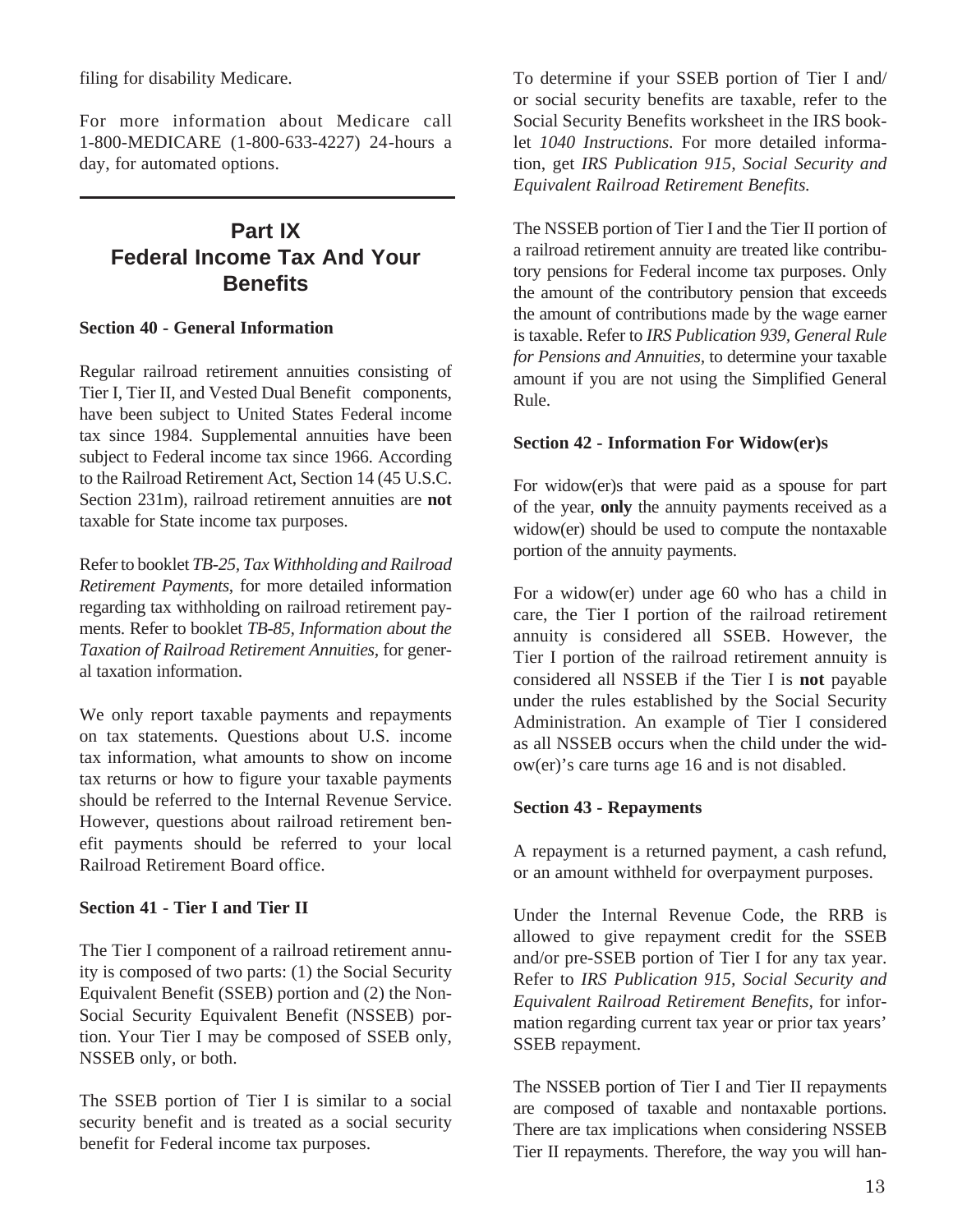filing for disability Medicare.

For more information about Medicare call 1-800-MEDICARE (1-800-633-4227) 24-hours a day, for automated options.

## Part IX
## Federal Income Tax And Your Benefits

### Section 40 - General Information

Regular railroad retirement annuities consisting of Tier I, Tier II, and Vested Dual Benefit components, have been subject to United States Federal income tax since 1984. Supplemental annuities have been subject to Federal income tax since 1966. According to the Railroad Retirement Act, Section 14 (45 U.S.C. Section 231m), railroad retirement annuities are **not** taxable for State income tax purposes.

Refer to booklet *TB-25, Tax Withholding and Railroad Retirement Payments*, for more detailed information regarding tax withholding on railroad retirement payments. Refer to booklet *TB-85, Information about the Taxation of Railroad Retirement Annuities*, for general taxation information.

We only report taxable payments and repayments on tax statements. Questions about U.S. income tax information, what amounts to show on income tax returns or how to figure your taxable payments should be referred to the Internal Revenue Service. However, questions about railroad retirement benefit payments should be referred to your local Railroad Retirement Board office.

### Section 41 - Tier I and Tier II

The Tier I component of a railroad retirement annuity is composed of two parts: (1) the Social Security Equivalent Benefit (SSEB) portion and (2) the Non-Social Security Equivalent Benefit (NSSEB) portion. Your Tier I may be composed of SSEB only, NSSEB only, or both.

The SSEB portion of Tier I is similar to a social security benefit and is treated as a social security benefit for Federal income tax purposes.

To determine if your SSEB portion of Tier I and/or social security benefits are taxable, refer to the Social Security Benefits worksheet in the IRS booklet *1040 Instructions*. For more detailed information, get *IRS Publication 915, Social Security and Equivalent Railroad Retirement Benefits.*

The NSSEB portion of Tier I and the Tier II portion of a railroad retirement annuity are treated like contributory pensions for Federal income tax purposes. Only the amount of the contributory pension that exceeds the amount of contributions made by the wage earner is taxable. Refer to *IRS Publication 939, General Rule for Pensions and Annuities,* to determine your taxable amount if you are not using the Simplified General Rule.

### Section 42 - Information For Widow(er)s

For widow(er)s that were paid as a spouse for part of the year, **only** the annuity payments received as a widow(er) should be used to compute the nontaxable portion of the annuity payments.

For a widow(er) under age 60 who has a child in care, the Tier I portion of the railroad retirement annuity is considered all SSEB. However, the Tier I portion of the railroad retirement annuity is considered all NSSEB if the Tier I is **not** payable under the rules established by the Social Security Administration. An example of Tier I considered as all NSSEB occurs when the child under the widow(er)'s care turns age 16 and is not disabled.

### Section 43 - Repayments

A repayment is a returned payment, a cash refund, or an amount withheld for overpayment purposes.

Under the Internal Revenue Code, the RRB is allowed to give repayment credit for the SSEB and/or pre-SSEB portion of Tier I for any tax year. Refer to *IRS Publication 915, Social Security and Equivalent Railroad Retirement Benefits,* for information regarding current tax year or prior tax years' SSEB repayment.

The NSSEB portion of Tier I and Tier II repayments are composed of taxable and nontaxable portions. There are tax implications when considering NSSEB Tier II repayments. Therefore, the way you will han-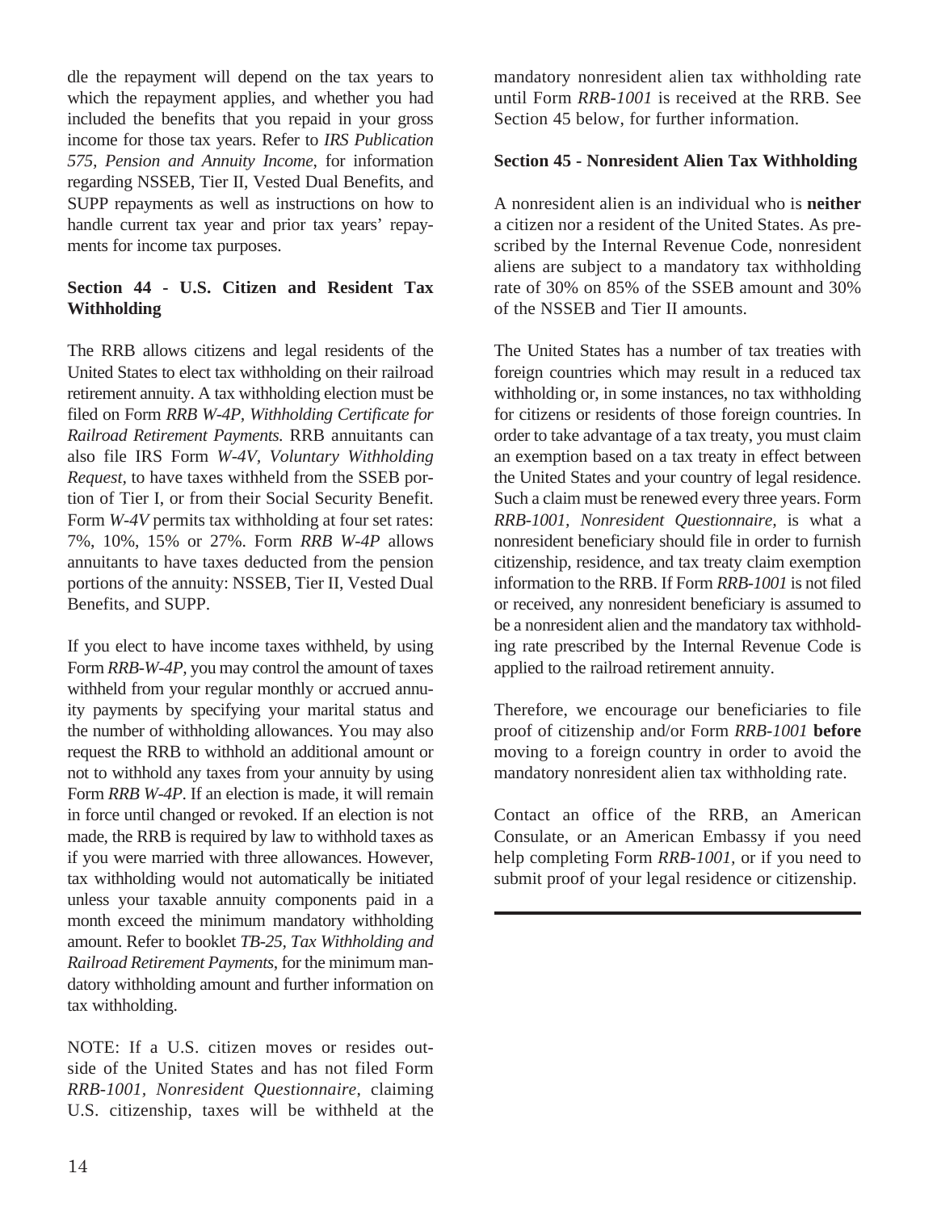dle the repayment will depend on the tax years to which the repayment applies, and whether you had included the benefits that you repaid in your gross income for those tax years. Refer to *IRS Publication 575, Pension and Annuity Income*, for information regarding NSSEB, Tier II, Vested Dual Benefits, and SUPP repayments as well as instructions on how to handle current tax year and prior tax years' repayments for income tax purposes.

### Section 44 - U.S. Citizen and Resident Tax Withholding

The RRB allows citizens and legal residents of the United States to elect tax withholding on their railroad retirement annuity. A tax withholding election must be filed on Form *RRB W-4P, Withholding Certificate for Railroad Retirement Payments.* RRB annuitants can also file IRS Form *W-4V, Voluntary Withholding Request,* to have taxes withheld from the SSEB portion of Tier I, or from their Social Security Benefit. Form *W-4V* permits tax withholding at four set rates: 7%, 10%, 15% or 27%. Form *RRB W-4P* allows annuitants to have taxes deducted from the pension portions of the annuity: NSSEB, Tier II, Vested Dual Benefits, and SUPP.

If you elect to have income taxes withheld, by using Form *RRB-W-4P*, you may control the amount of taxes withheld from your regular monthly or accrued annuity payments by specifying your marital status and the number of withholding allowances. You may also request the RRB to withhold an additional amount or not to withhold any taxes from your annuity by using Form *RRB W-4P*. If an election is made, it will remain in force until changed or revoked. If an election is not made, the RRB is required by law to withhold taxes as if you were married with three allowances. However, tax withholding would not automatically be initiated unless your taxable annuity components paid in a month exceed the minimum mandatory withholding amount. Refer to booklet *TB-25, Tax Withholding and Railroad Retirement Payments*, for the minimum mandatory withholding amount and further information on tax withholding.

NOTE: If a U.S. citizen moves or resides outside of the United States and has not filed Form *RRB-1001, Nonresident Questionnaire*, claiming U.S. citizenship, taxes will be withheld at the mandatory nonresident alien tax withholding rate until Form *RRB-1001* is received at the RRB. See Section 45 below, for further information.

### Section 45 - Nonresident Alien Tax Withholding

A nonresident alien is an individual who is **neither** a citizen nor a resident of the United States. As prescribed by the Internal Revenue Code, nonresident aliens are subject to a mandatory tax withholding rate of 30% on 85% of the SSEB amount and 30% of the NSSEB and Tier II amounts.

The United States has a number of tax treaties with foreign countries which may result in a reduced tax withholding or, in some instances, no tax withholding for citizens or residents of those foreign countries. In order to take advantage of a tax treaty, you must claim an exemption based on a tax treaty in effect between the United States and your country of legal residence. Such a claim must be renewed every three years. Form *RRB-1001, Nonresident Questionnaire,* is what a nonresident beneficiary should file in order to furnish citizenship, residence, and tax treaty claim exemption information to the RRB. If Form *RRB-1001* is not filed or received, any nonresident beneficiary is assumed to be a nonresident alien and the mandatory tax withholding rate prescribed by the Internal Revenue Code is applied to the railroad retirement annuity.

Therefore, we encourage our beneficiaries to file proof of citizenship and/or Form *RRB-1001* **before** moving to a foreign country in order to avoid the mandatory nonresident alien tax withholding rate.

Contact an office of the RRB, an American Consulate, or an American Embassy if you need help completing Form *RRB-1001*, or if you need to submit proof of your legal residence or citizenship.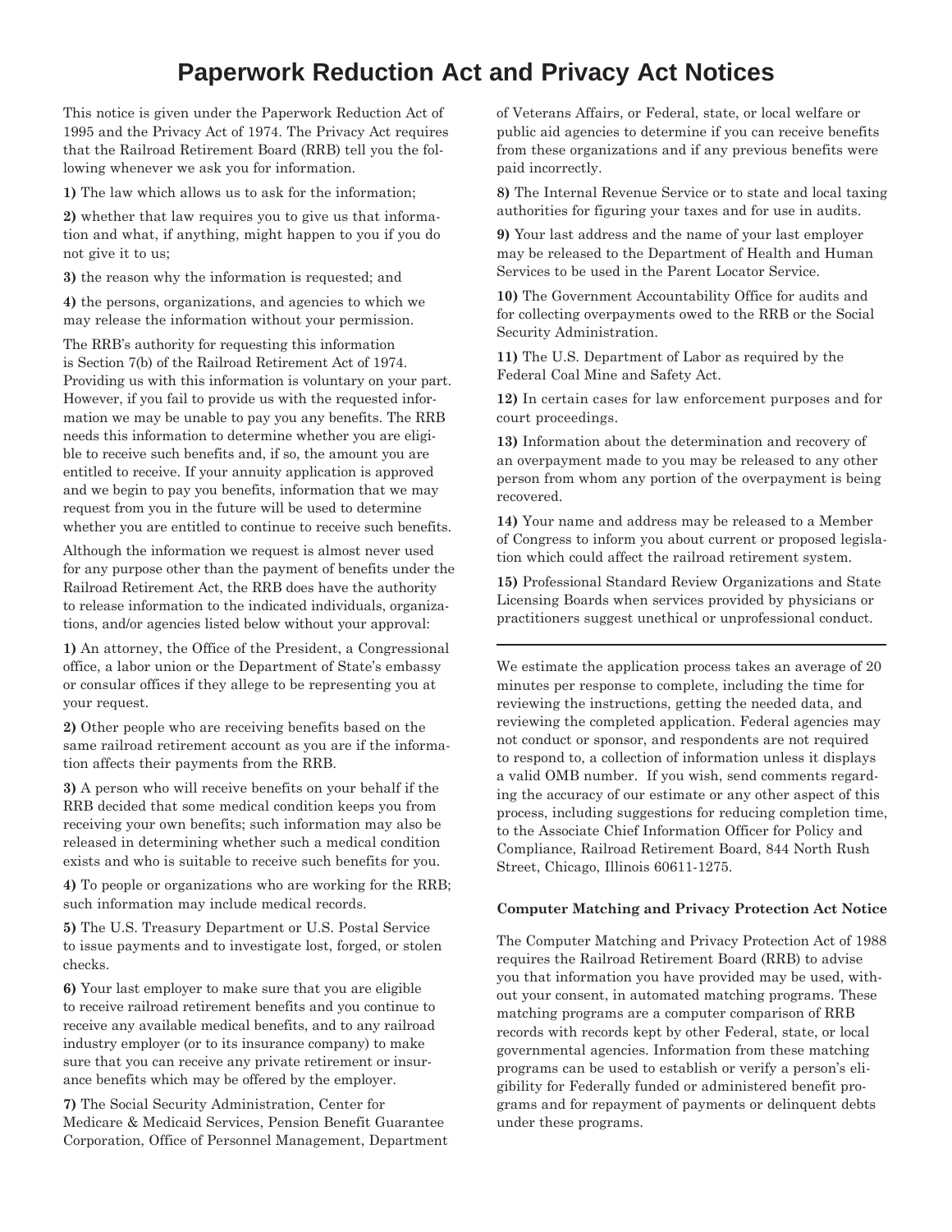# Paperwork Reduction Act and Privacy Act Notices

This notice is given under the Paperwork Reduction Act of 1995 and the Privacy Act of 1974. The Privacy Act requires that the Railroad Retirement Board (RRB) tell you the following whenever we ask you for information.

**1)** The law which allows us to ask for the information;

**2)** whether that law requires you to give us that information and what, if anything, might happen to you if you do not give it to us;

**3)** the reason why the information is requested; and

**4)** the persons, organizations, and agencies to which we may release the information without your permission.

The RRB's authority for requesting this information is Section 7(b) of the Railroad Retirement Act of 1974. Providing us with this information is voluntary on your part. However, if you fail to provide us with the requested information we may be unable to pay you any benefits. The RRB needs this information to determine whether you are eligible to receive such benefits and, if so, the amount you are entitled to receive. If your annuity application is approved and we begin to pay you benefits, information that we may request from you in the future will be used to determine whether you are entitled to continue to receive such benefits.

Although the information we request is almost never used for any purpose other than the payment of benefits under the Railroad Retirement Act, the RRB does have the authority to release information to the indicated individuals, organizations, and/or agencies listed below without your approval:

**1)** An attorney, the Office of the President, a Congressional office, a labor union or the Department of State's embassy or consular offices if they allege to be representing you at your request.

**2)** Other people who are receiving benefits based on the same railroad retirement account as you are if the information affects their payments from the RRB.

**3)** A person who will receive benefits on your behalf if the RRB decided that some medical condition keeps you from receiving your own benefits; such information may also be released in determining whether such a medical condition exists and who is suitable to receive such benefits for you.

**4)** To people or organizations who are working for the RRB; such information may include medical records.

**5)** The U.S. Treasury Department or U.S. Postal Service to issue payments and to investigate lost, forged, or stolen checks.

**6)** Your last employer to make sure that you are eligible to receive railroad retirement benefits and you continue to receive any available medical benefits, and to any railroad industry employer (or to its insurance company) to make sure that you can receive any private retirement or insurance benefits which may be offered by the employer.

**7)** The Social Security Administration, Center for Medicare & Medicaid Services, Pension Benefit Guarantee Corporation, Office of Personnel Management, Department of Veterans Affairs, or Federal, state, or local welfare or public aid agencies to determine if you can receive benefits from these organizations and if any previous benefits were paid incorrectly.

**8)** The Internal Revenue Service or to state and local taxing authorities for figuring your taxes and for use in audits.

**9)** Your last address and the name of your last employer may be released to the Department of Health and Human Services to be used in the Parent Locator Service.

**10)** The Government Accountability Office for audits and for collecting overpayments owed to the RRB or the Social Security Administration.

**11)** The U.S. Department of Labor as required by the Federal Coal Mine and Safety Act.

**12)** In certain cases for law enforcement purposes and for court proceedings.

**13)** Information about the determination and recovery of an overpayment made to you may be released to any other person from whom any portion of the overpayment is being recovered.

**14)** Your name and address may be released to a Member of Congress to inform you about current or proposed legislation which could affect the railroad retirement system.

**15)** Professional Standard Review Organizations and State Licensing Boards when services provided by physicians or practitioners suggest unethical or unprofessional conduct.

---

We estimate the application process takes an average of 20 minutes per response to complete, including the time for reviewing the instructions, getting the needed data, and reviewing the completed application. Federal agencies may not conduct or sponsor, and respondents are not required to respond to, a collection of information unless it displays a valid OMB number. If you wish, send comments regarding the accuracy of our estimate or any other aspect of this process, including suggestions for reducing completion time, to the Associate Chief Information Officer for Policy and Compliance, Railroad Retirement Board, 844 North Rush Street, Chicago, Illinois 60611-1275.

**Computer Matching and Privacy Protection Act Notice**

The Computer Matching and Privacy Protection Act of 1988 requires the Railroad Retirement Board (RRB) to advise you that information you have provided may be used, without your consent, in automated matching programs. These matching programs are a computer comparison of RRB records with records kept by other Federal, state, or local governmental agencies. Information from these matching programs can be used to establish or verify a person's eligibility for Federally funded or administered benefit programs and for repayment of payments or delinquent debts under these programs.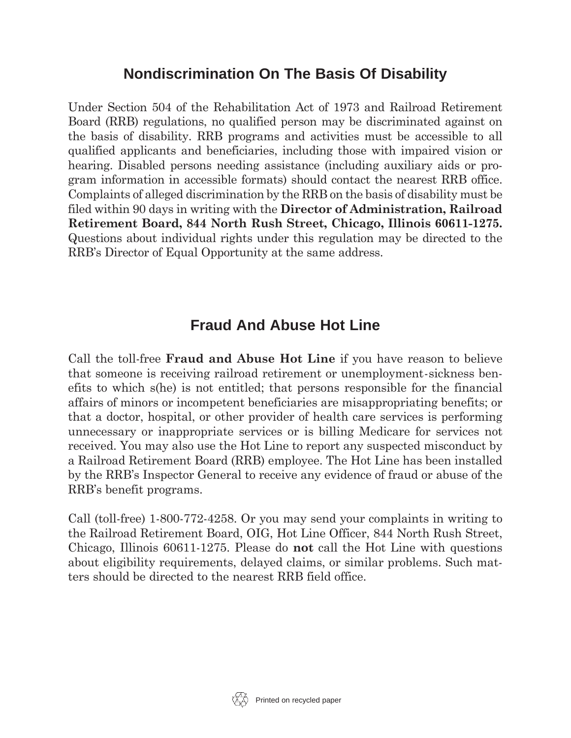## Nondiscrimination On The Basis Of Disability

Under Section 504 of the Rehabilitation Act of 1973 and Railroad Retirement Board (RRB) regulations, no qualified person may be discriminated against on the basis of disability. RRB programs and activities must be accessible to all qualified applicants and beneficiaries, including those with impaired vision or hearing. Disabled persons needing assistance (including auxiliary aids or program information in accessible formats) should contact the nearest RRB office. Complaints of alleged discrimination by the RRB on the basis of disability must be filed within 90 days in writing with the **Director of Administration, Railroad Retirement Board, 844 North Rush Street, Chicago, Illinois 60611-1275.** Questions about individual rights under this regulation may be directed to the RRB's Director of Equal Opportunity at the same address.

## Fraud And Abuse Hot Line

Call the toll-free **Fraud and Abuse Hot Line** if you have reason to believe that someone is receiving railroad retirement or unemployment-sickness benefits to which s(he) is not entitled; that persons responsible for the financial affairs of minors or incompetent beneficiaries are misappropriating benefits; or that a doctor, hospital, or other provider of health care services is performing unnecessary or inappropriate services or is billing Medicare for services not received. You may also use the Hot Line to report any suspected misconduct by a Railroad Retirement Board (RRB) employee. The Hot Line has been installed by the RRB's Inspector General to receive any evidence of fraud or abuse of the RRB's benefit programs.

Call (toll-free) 1-800-772-4258. Or you may send your complaints in writing to the Railroad Retirement Board, OIG, Hot Line Officer, 844 North Rush Street, Chicago, Illinois 60611-1275. Please do **not** call the Hot Line with questions about eligibility requirements, delayed claims, or similar problems. Such matters should be directed to the nearest RRB field office.

Printed on recycled paper